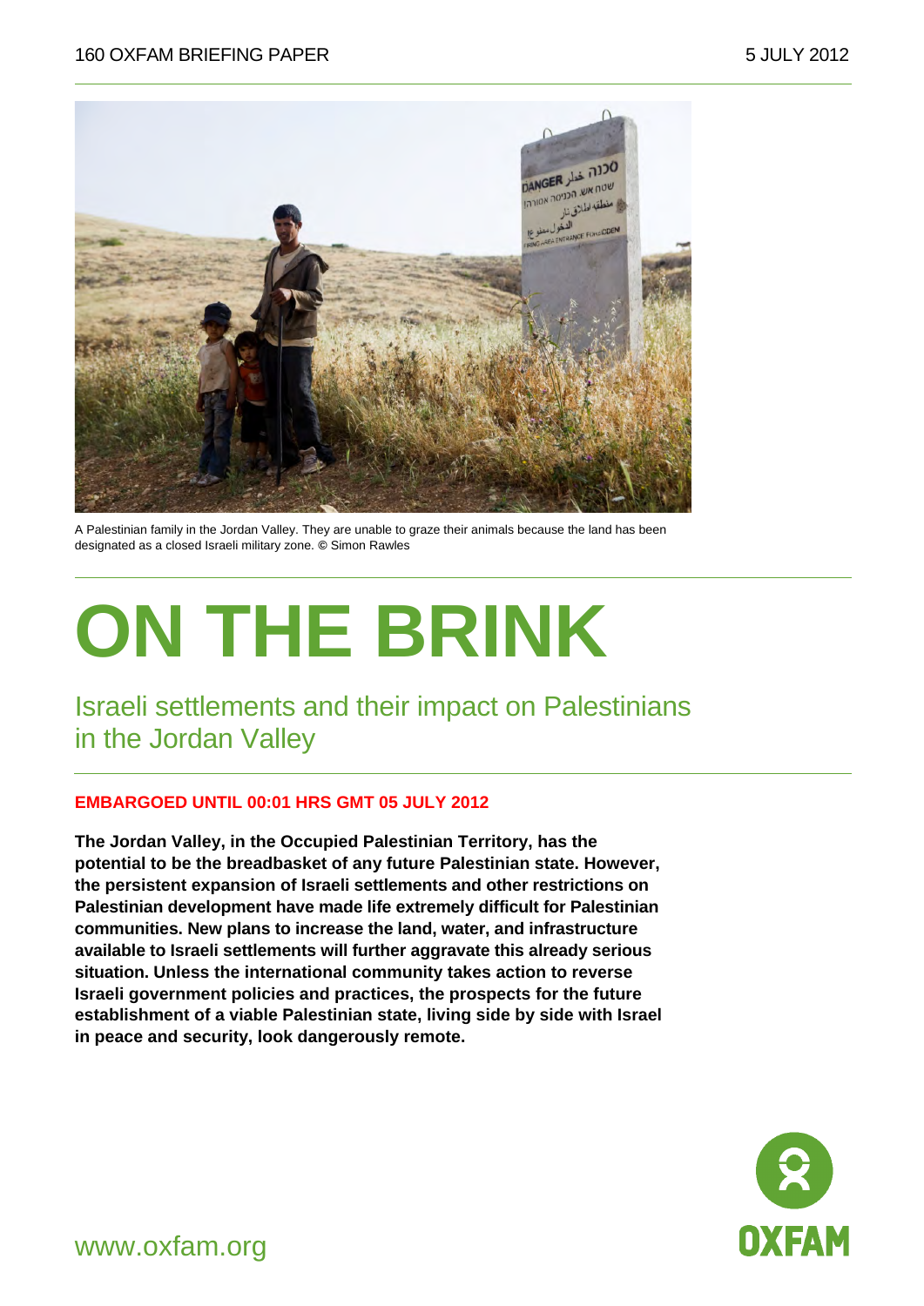160 OXFAM BRIEFING PAPER 5 JULY 2012

A Palestinian family in the Jordan Valley. They are unable to graze their animals because the land has been designated as a closed Israeli military zone. © Simon Rawles

# ON THE BRINK

## Israeli settlements and their impact on Palestinians in the Jordan Valley

**EMBARGOED UNTIL 00:01 HRS GMT 05 JULY 2012**

**The Jordan Valley, in the Occupied Palestinian Territory, has the potential to be the breadbasket of any future Palestinian state. However, the persistent expansion of Israeli settlements and other restrictions on Palestinian development have made life extremely difficult for Palestinian communities. New plans to increase the land, water, and infrastructure available to Israeli settlements will further aggravate this already serious situation. Unless the international community takes action to reverse Israeli government policies and practices, the prospects for the future establishment of a viable Palestinian state, living side by side with Israel in peace and security, look dangerously remote.**

www.oxfam.org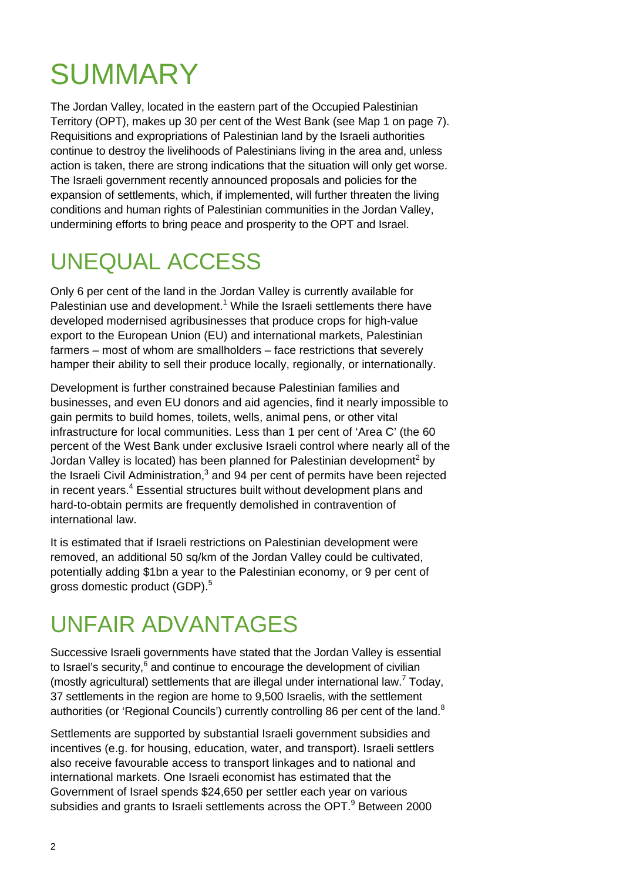# SUMMARY

The Jordan Valley, located in the eastern part of the Occupied Palestinian Territory (OPT), makes up 30 per cent of the West Bank (see Map 1 on page 7). Requisitions and expropriations of Palestinian land by the Israeli authorities continue to destroy the livelihoods of Palestinians living in the area and, unless action is taken, there are strong indications that the situation will only get worse. The Israeli government recently announced proposals and policies for the expansion of settlements, which, if implemented, will further threaten the living conditions and human rights of Palestinian communities in the Jordan Valley, undermining efforts to bring peace and prosperity to the OPT and Israel.

# UNEQUAL ACCESS

Only 6 per cent of the land in the Jordan Valley is currently available for Palestinian use and development.[1] While the Israeli settlements there have developed modernised agribusinesses that produce crops for high-value export to the European Union (EU) and international markets, Palestinian farmers – most of whom are smallholders – face restrictions that severely hamper their ability to sell their produce locally, regionally, or internationally.

Development is further constrained because Palestinian families and businesses, and even EU donors and aid agencies, find it nearly impossible to gain permits to build homes, toilets, wells, animal pens, or other vital infrastructure for local communities. Less than 1 per cent of 'Area C' (the 60 percent of the West Bank under exclusive Israeli control where nearly all of the Jordan Valley is located) has been planned for Palestinian development[2] by the Israeli Civil Administration,[3] and 94 per cent of permits have been rejected in recent years.[4] Essential structures built without development plans and hard-to-obtain permits are frequently demolished in contravention of international law.

It is estimated that if Israeli restrictions on Palestinian development were removed, an additional 50 sq/km of the Jordan Valley could be cultivated, potentially adding $1bn a year to the Palestinian economy, or 9 per cent of gross domestic product (GDP).[5]

# UNFAIR ADVANTAGES

Successive Israeli governments have stated that the Jordan Valley is essential to Israel's security,[6] and continue to encourage the development of civilian (mostly agricultural) settlements that are illegal under international law.[7] Today, 37 settlements in the region are home to 9,500 Israelis, with the settlement authorities (or 'Regional Councils') currently controlling 86 per cent of the land.[8]

Settlements are supported by substantial Israeli government subsidies and incentives (e.g. for housing, education, water, and transport). Israeli settlers also receive favourable access to transport linkages and to national and international markets. One Israeli economist has estimated that the Government of Israel spends $24,650 per settler each year on various subsidies and grants to Israeli settlements across the OPT.[9] Between 2000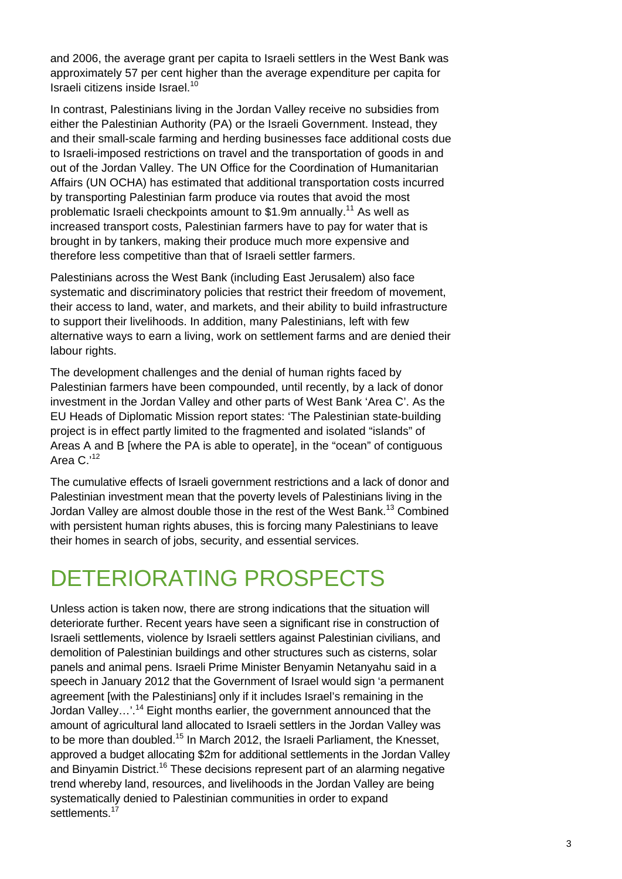and 2006, the average grant per capita to Israeli settlers in the West Bank was approximately 57 per cent higher than the average expenditure per capita for Israeli citizens inside Israel.[10]

In contrast, Palestinians living in the Jordan Valley receive no subsidies from either the Palestinian Authority (PA) or the Israeli Government. Instead, they and their small-scale farming and herding businesses face additional costs due to Israeli-imposed restrictions on travel and the transportation of goods in and out of the Jordan Valley. The UN Office for the Coordination of Humanitarian Affairs (UN OCHA) has estimated that additional transportation costs incurred by transporting Palestinian farm produce via routes that avoid the most problematic Israeli checkpoints amount to $1.9m annually.[11] As well as increased transport costs, Palestinian farmers have to pay for water that is brought in by tankers, making their produce much more expensive and therefore less competitive than that of Israeli settler farmers.

Palestinians across the West Bank (including East Jerusalem) also face systematic and discriminatory policies that restrict their freedom of movement, their access to land, water, and markets, and their ability to build infrastructure to support their livelihoods. In addition, many Palestinians, left with few alternative ways to earn a living, work on settlement farms and are denied their labour rights.

The development challenges and the denial of human rights faced by Palestinian farmers have been compounded, until recently, by a lack of donor investment in the Jordan Valley and other parts of West Bank 'Area C'. As the EU Heads of Diplomatic Mission report states: 'The Palestinian state-building project is in effect partly limited to the fragmented and isolated "islands" of Areas A and B [where the PA is able to operate], in the "ocean" of contiguous Area C.'[12]

The cumulative effects of Israeli government restrictions and a lack of donor and Palestinian investment mean that the poverty levels of Palestinians living in the Jordan Valley are almost double those in the rest of the West Bank.[13] Combined with persistent human rights abuses, this is forcing many Palestinians to leave their homes in search of jobs, security, and essential services.

# DETERIORATING PROSPECTS

Unless action is taken now, there are strong indications that the situation will deteriorate further. Recent years have seen a significant rise in construction of Israeli settlements, violence by Israeli settlers against Palestinian civilians, and demolition of Palestinian buildings and other structures such as cisterns, solar panels and animal pens. Israeli Prime Minister Benyamin Netanyahu said in a speech in January 2012 that the Government of Israel would sign 'a permanent agreement [with the Palestinians] only if it includes Israel's remaining in the Jordan Valley…'.[14] Eight months earlier, the government announced that the amount of agricultural land allocated to Israeli settlers in the Jordan Valley was to be more than doubled.[15] In March 2012, the Israeli Parliament, the Knesset, approved a budget allocating $2m for additional settlements in the Jordan Valley and Binyamin District.[16] These decisions represent part of an alarming negative trend whereby land, resources, and livelihoods in the Jordan Valley are being systematically denied to Palestinian communities in order to expand settlements.[17]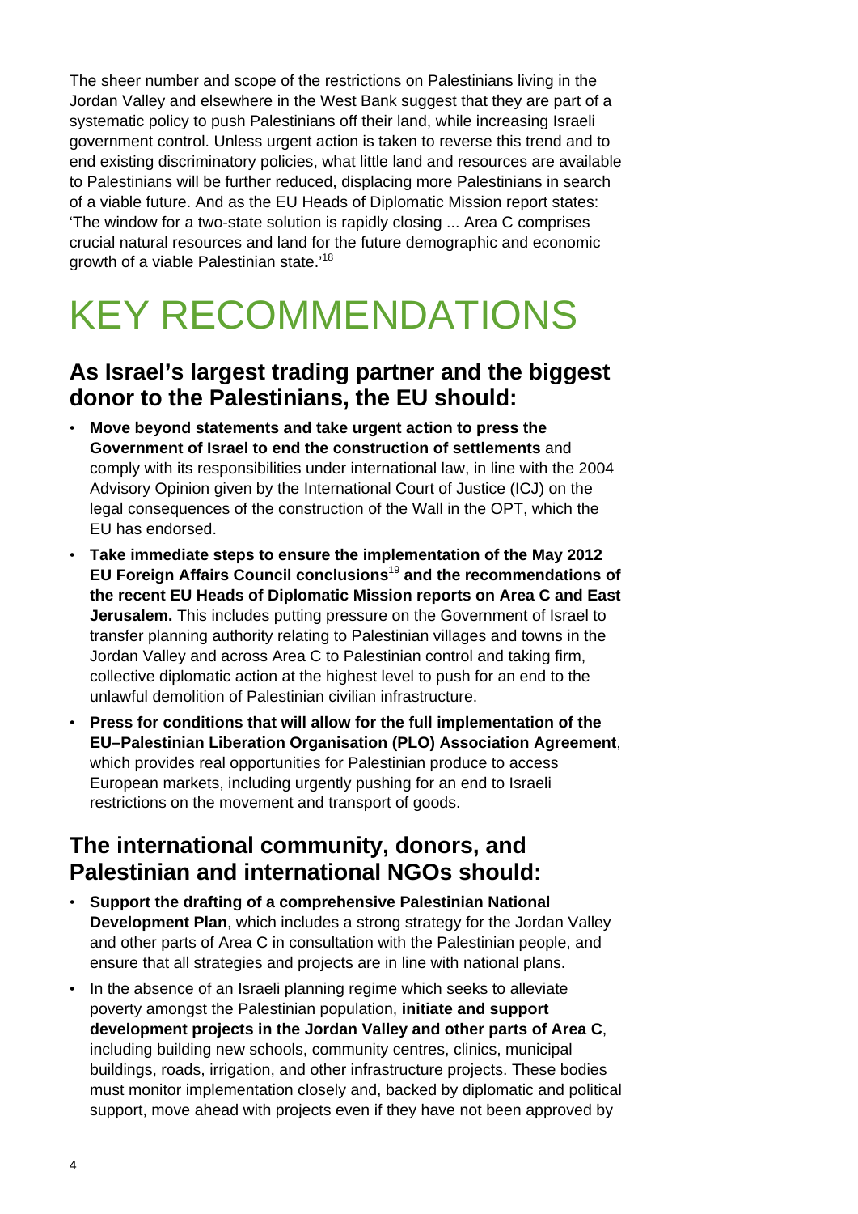The sheer number and scope of the restrictions on Palestinians living in the Jordan Valley and elsewhere in the West Bank suggest that they are part of a systematic policy to push Palestinians off their land, while increasing Israeli government control. Unless urgent action is taken to reverse this trend and to end existing discriminatory policies, what little land and resources are available to Palestinians will be further reduced, displacing more Palestinians in search of a viable future. And as the EU Heads of Diplomatic Mission report states: 'The window for a two-state solution is rapidly closing ... Area C comprises crucial natural resources and land for the future demographic and economic growth of a viable Palestinian state.'[18]

# KEY RECOMMENDATIONS

## As Israel's largest trading partner and the biggest donor to the Palestinians, the EU should:

- **Move beyond statements and take urgent action to press the Government of Israel to end the construction of settlements** and comply with its responsibilities under international law, in line with the 2004 Advisory Opinion given by the International Court of Justice (ICJ) on the legal consequences of the construction of the Wall in the OPT, which the EU has endorsed.
- **Take immediate steps to ensure the implementation of the May 2012 EU Foreign Affairs Council conclusions**[19] **and the recommendations of the recent EU Heads of Diplomatic Mission reports on Area C and East Jerusalem.** This includes putting pressure on the Government of Israel to transfer planning authority relating to Palestinian villages and towns in the Jordan Valley and across Area C to Palestinian control and taking firm, collective diplomatic action at the highest level to push for an end to the unlawful demolition of Palestinian civilian infrastructure.
- **Press for conditions that will allow for the full implementation of the EU–Palestinian Liberation Organisation (PLO) Association Agreement**, which provides real opportunities for Palestinian produce to access European markets, including urgently pushing for an end to Israeli restrictions on the movement and transport of goods.

## The international community, donors, and Palestinian and international NGOs should:

- **Support the drafting of a comprehensive Palestinian National Development Plan**, which includes a strong strategy for the Jordan Valley and other parts of Area C in consultation with the Palestinian people, and ensure that all strategies and projects are in line with national plans.
- In the absence of an Israeli planning regime which seeks to alleviate poverty amongst the Palestinian population, **initiate and support development projects in the Jordan Valley and other parts of Area C**, including building new schools, community centres, clinics, municipal buildings, roads, irrigation, and other infrastructure projects. These bodies must monitor implementation closely and, backed by diplomatic and political support, move ahead with projects even if they have not been approved by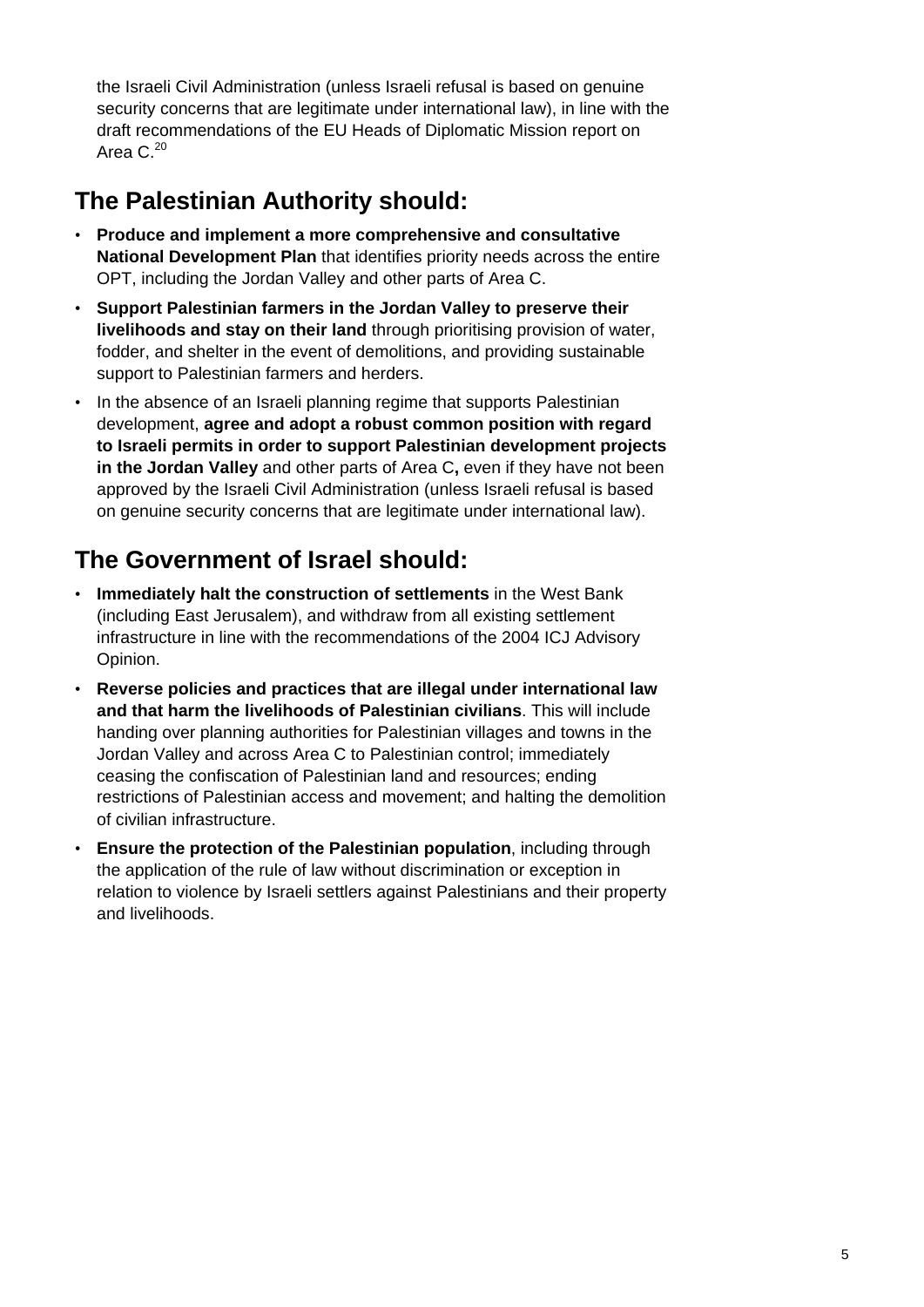the Israeli Civil Administration (unless Israeli refusal is based on genuine security concerns that are legitimate under international law), in line with the draft recommendations of the EU Heads of Diplomatic Mission report on Area C.[20]

## The Palestinian Authority should:

- **Produce and implement a more comprehensive and consultative National Development Plan** that identifies priority needs across the entire OPT, including the Jordan Valley and other parts of Area C.
- **Support Palestinian farmers in the Jordan Valley to preserve their livelihoods and stay on their land** through prioritising provision of water, fodder, and shelter in the event of demolitions, and providing sustainable support to Palestinian farmers and herders.
- In the absence of an Israeli planning regime that supports Palestinian development, **agree and adopt a robust common position with regard to Israeli permits in order to support Palestinian development projects in the Jordan Valley** and other parts of Area C**,** even if they have not been approved by the Israeli Civil Administration (unless Israeli refusal is based on genuine security concerns that are legitimate under international law).

## The Government of Israel should:

- **Immediately halt the construction of settlements** in the West Bank (including East Jerusalem), and withdraw from all existing settlement infrastructure in line with the recommendations of the 2004 ICJ Advisory Opinion.
- **Reverse policies and practices that are illegal under international law and that harm the livelihoods of Palestinian civilians**. This will include handing over planning authorities for Palestinian villages and towns in the Jordan Valley and across Area C to Palestinian control; immediately ceasing the confiscation of Palestinian land and resources; ending restrictions of Palestinian access and movement; and halting the demolition of civilian infrastructure.
- **Ensure the protection of the Palestinian population**, including through the application of the rule of law without discrimination or exception in relation to violence by Israeli settlers against Palestinians and their property and livelihoods.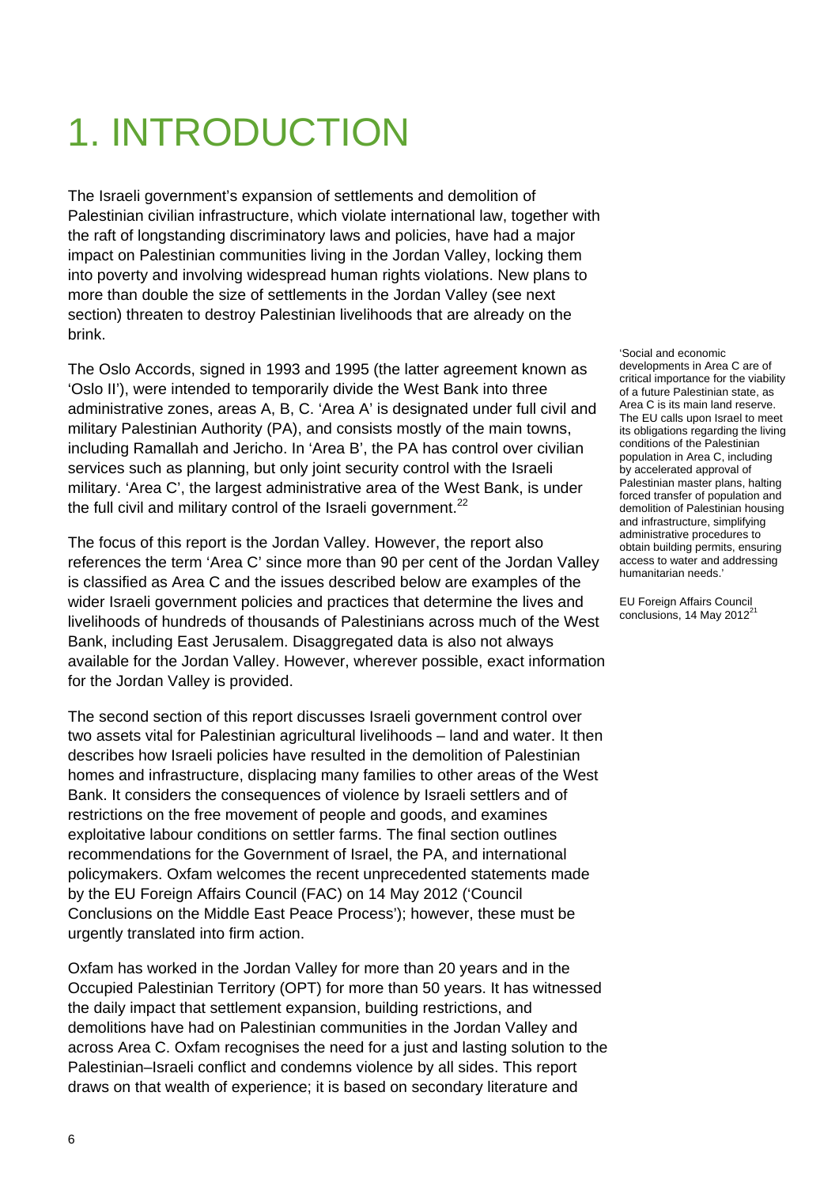# 1. INTRODUCTION

The Israeli government's expansion of settlements and demolition of Palestinian civilian infrastructure, which violate international law, together with the raft of longstanding discriminatory laws and policies, have had a major impact on Palestinian communities living in the Jordan Valley, locking them into poverty and involving widespread human rights violations. New plans to more than double the size of settlements in the Jordan Valley (see next section) threaten to destroy Palestinian livelihoods that are already on the brink.

The Oslo Accords, signed in 1993 and 1995 (the latter agreement known as 'Oslo II'), were intended to temporarily divide the West Bank into three administrative zones, areas A, B, C. 'Area A' is designated under full civil and military Palestinian Authority (PA), and consists mostly of the main towns, including Ramallah and Jericho. In 'Area B', the PA has control over civilian services such as planning, but only joint security control with the Israeli military. 'Area C', the largest administrative area of the West Bank, is under the full civil and military control of the Israeli government.[22]

> 'Social and economic developments in Area C are of critical importance for the viability of a future Palestinian state, as Area C is its main land reserve. The EU calls upon Israel to meet its obligations regarding the living conditions of the Palestinian population in Area C, including by accelerated approval of Palestinian master plans, halting forced transfer of population and demolition of Palestinian housing and infrastructure, simplifying administrative procedures to obtain building permits, ensuring access to water and addressing humanitarian needs.'
>
> EU Foreign Affairs Council conclusions, 14 May 2012[21]

The focus of this report is the Jordan Valley. However, the report also references the term 'Area C' since more than 90 per cent of the Jordan Valley is classified as Area C and the issues described below are examples of the wider Israeli government policies and practices that determine the lives and livelihoods of hundreds of thousands of Palestinians across much of the West Bank, including East Jerusalem. Disaggregated data is also not always available for the Jordan Valley. However, wherever possible, exact information for the Jordan Valley is provided.

The second section of this report discusses Israeli government control over two assets vital for Palestinian agricultural livelihoods – land and water. It then describes how Israeli policies have resulted in the demolition of Palestinian homes and infrastructure, displacing many families to other areas of the West Bank. It considers the consequences of violence by Israeli settlers and of restrictions on the free movement of people and goods, and examines exploitative labour conditions on settler farms. The final section outlines recommendations for the Government of Israel, the PA, and international policymakers. Oxfam welcomes the recent unprecedented statements made by the EU Foreign Affairs Council (FAC) on 14 May 2012 ('Council Conclusions on the Middle East Peace Process'); however, these must be urgently translated into firm action.

Oxfam has worked in the Jordan Valley for more than 20 years and in the Occupied Palestinian Territory (OPT) for more than 50 years. It has witnessed the daily impact that settlement expansion, building restrictions, and demolitions have had on Palestinian communities in the Jordan Valley and across Area C. Oxfam recognises the need for a just and lasting solution to the Palestinian–Israeli conflict and condemns violence by all sides. This report draws on that wealth of experience; it is based on secondary literature and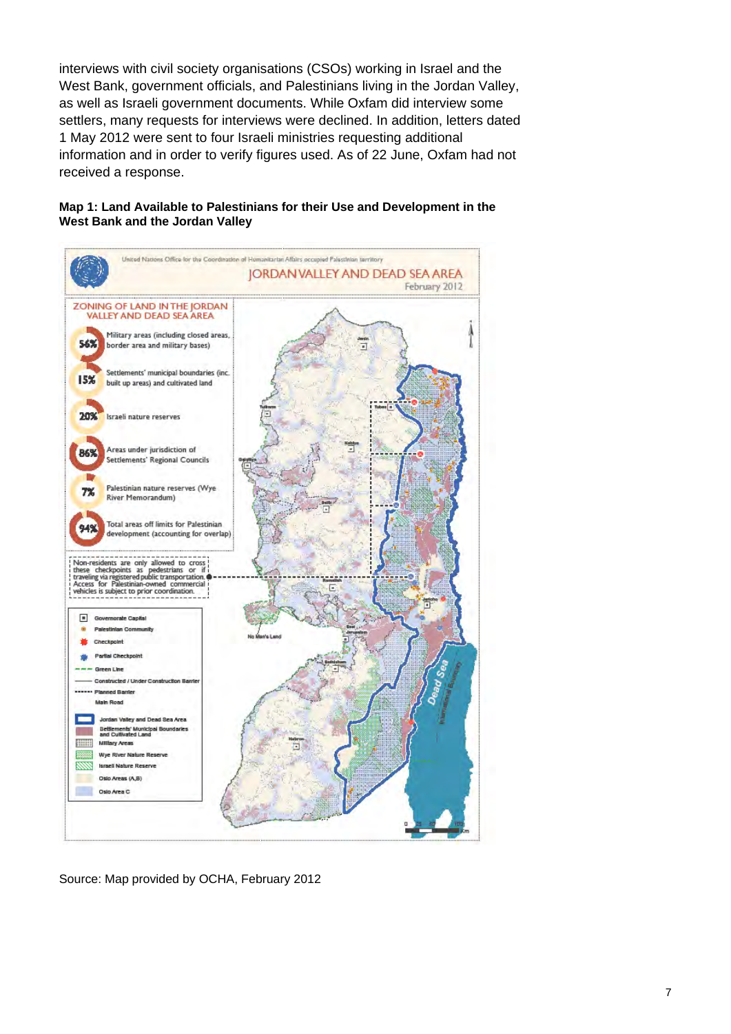interviews with civil society organisations (CSOs) working in Israel and the West Bank, government officials, and Palestinians living in the Jordan Valley, as well as Israeli government documents. While Oxfam did interview some settlers, many requests for interviews were declined. In addition, letters dated 1 May 2012 were sent to four Israeli ministries requesting additional information and in order to verify figures used. As of 22 June, Oxfam had not received a response.

**Map 1: Land Available to Palestinians for their Use and Development in the West Bank and the Jordan Valley**

United Nations Office for the Coordination of Humanitarian Affairs occupied Palestinian territory

JORDAN VALLEY AND DEAD SEA AREA

February 2012

ZONING OF LAND IN THE JORDAN VALLEY AND DEAD SEA AREA

- 56% Military areas (including closed areas, border area and military bases)
- 15% Settlements' municipal boundaries (inc. built up areas) and cultivated land
- 20% Israeli nature reserves
- 86% Areas under jurisdiction of Settlements' Regional Councils
- 7% Palestinian nature reserves (Wye River Memorandum)
- 94% Total areas off limits for Palestinian development (accounting for overlap)

Non-residents are only allowed to cross these checkpoints as pedestrians or if traveling via registered public transportation. Access for Palestinian-owned commercial vehicles is subject to prior coordination.

Governorate Capital
Palestinian Community
Checkpoint
Partial Checkpoint
Green Line
Constructed / Under Construction Barrier
Planned Barrier
Main Road
Jordan Valley and Dead Sea Area
Settlements' Municipal Boundaries and Cultivated Land
Military Areas
Wye River Nature Reserve
Israeli Nature Reserve
Oslo Areas (A,B)
Oslo Area C

Source: Map provided by OCHA, February 2012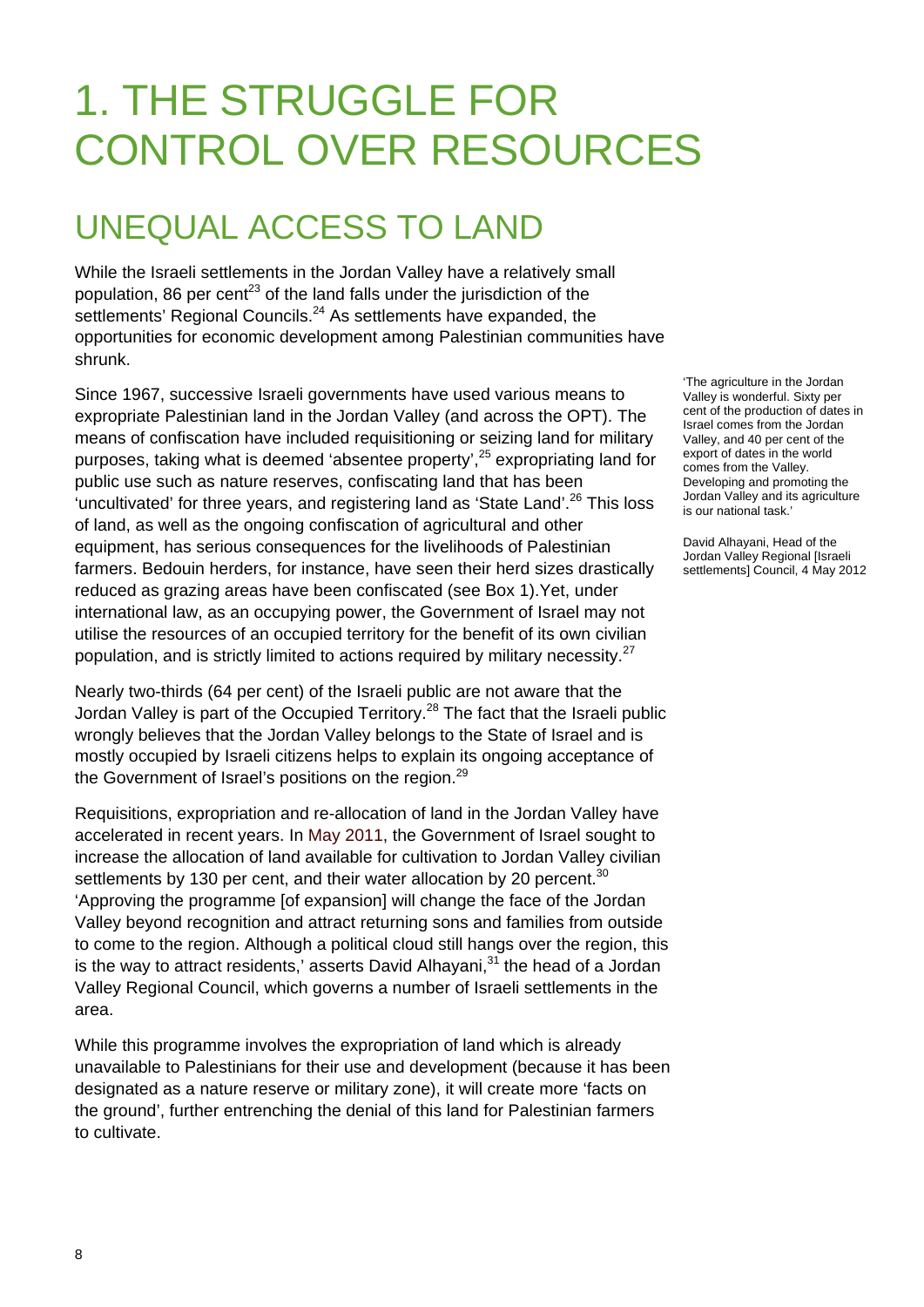# 1. THE STRUGGLE FOR CONTROL OVER RESOURCES

## UNEQUAL ACCESS TO LAND

While the Israeli settlements in the Jordan Valley have a relatively small population, 86 per cent[23] of the land falls under the jurisdiction of the settlements' Regional Councils.[24] As settlements have expanded, the opportunities for economic development among Palestinian communities have shrunk.

Since 1967, successive Israeli governments have used various means to expropriate Palestinian land in the Jordan Valley (and across the OPT). The means of confiscation have included requisitioning or seizing land for military purposes, taking what is deemed 'absentee property',[25] expropriating land for public use such as nature reserves, confiscating land that has been 'uncultivated' for three years, and registering land as 'State Land'.[26] This loss of land, as well as the ongoing confiscation of agricultural and other equipment, has serious consequences for the livelihoods of Palestinian farmers. Bedouin herders, for instance, have seen their herd sizes drastically reduced as grazing areas have been confiscated (see Box 1).Yet, under international law, as an occupying power, the Government of Israel may not utilise the resources of an occupied territory for the benefit of its own civilian population, and is strictly limited to actions required by military necessity.[27]

> 'The agriculture in the Jordan Valley is wonderful. Sixty per cent of the production of dates in Israel comes from the Jordan Valley, and 40 per cent of the export of dates in the world comes from the Valley. Developing and promoting the Jordan Valley and its agriculture is our national task.'
>
> David Alhayani, Head of the Jordan Valley Regional [Israeli settlements] Council, 4 May 2012

Nearly two-thirds (64 per cent) of the Israeli public are not aware that the Jordan Valley is part of the Occupied Territory.[28] The fact that the Israeli public wrongly believes that the Jordan Valley belongs to the State of Israel and is mostly occupied by Israeli citizens helps to explain its ongoing acceptance of the Government of Israel's positions on the region.[29]

Requisitions, expropriation and re-allocation of land in the Jordan Valley have accelerated in recent years. In May 2011, the Government of Israel sought to increase the allocation of land available for cultivation to Jordan Valley civilian settlements by 130 per cent, and their water allocation by 20 percent.[30] 'Approving the programme [of expansion] will change the face of the Jordan Valley beyond recognition and attract returning sons and families from outside to come to the region. Although a political cloud still hangs over the region, this is the way to attract residents,' asserts David Alhayani,[31] the head of a Jordan Valley Regional Council, which governs a number of Israeli settlements in the area.

While this programme involves the expropriation of land which is already unavailable to Palestinians for their use and development (because it has been designated as a nature reserve or military zone), it will create more 'facts on the ground', further entrenching the denial of this land for Palestinian farmers to cultivate.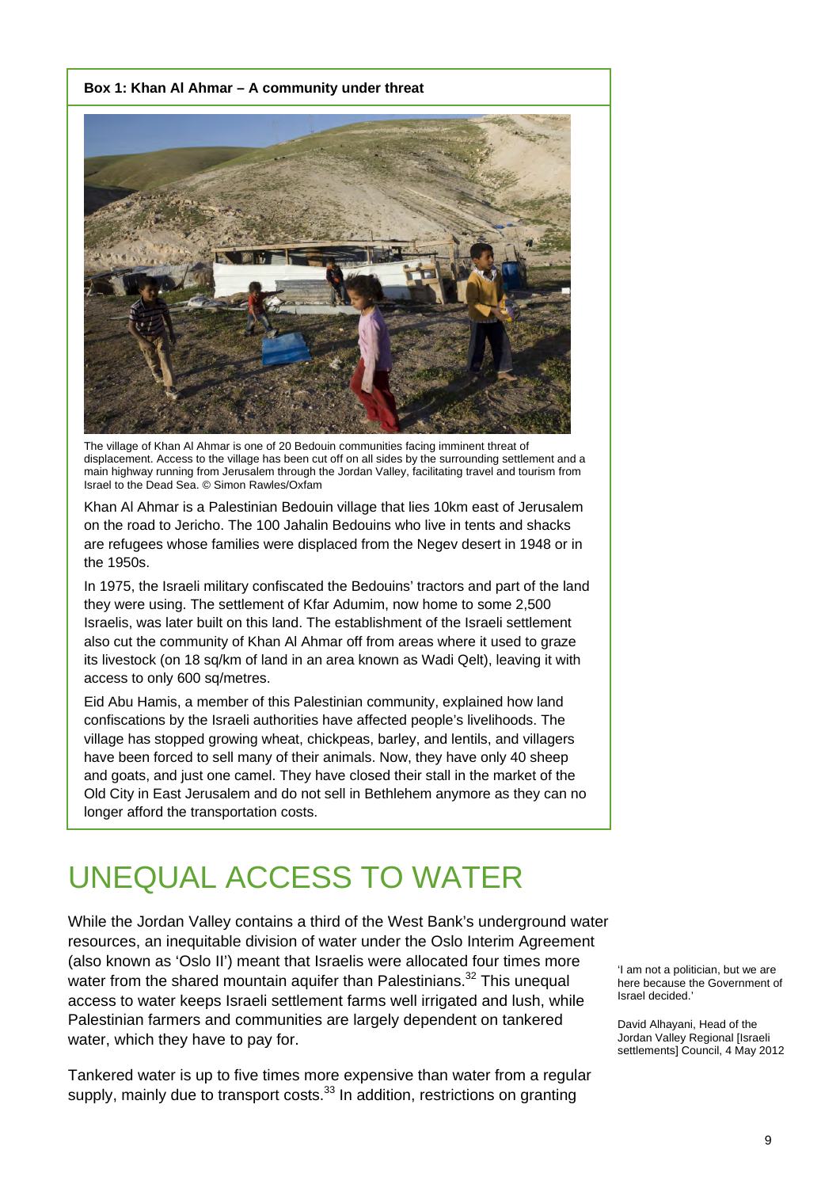**Box 1: Khan Al Ahmar – A community under threat**

The village of Khan Al Ahmar is one of 20 Bedouin communities facing imminent threat of displacement. Access to the village has been cut off on all sides by the surrounding settlement and a main highway running from Jerusalem through the Jordan Valley, facilitating travel and tourism from Israel to the Dead Sea. © Simon Rawles/Oxfam

Khan Al Ahmar is a Palestinian Bedouin village that lies 10km east of Jerusalem on the road to Jericho. The 100 Jahalin Bedouins who live in tents and shacks are refugees whose families were displaced from the Negev desert in 1948 or in the 1950s.

In 1975, the Israeli military confiscated the Bedouins' tractors and part of the land they were using. The settlement of Kfar Adumim, now home to some 2,500 Israelis, was later built on this land. The establishment of the Israeli settlement also cut the community of Khan Al Ahmar off from areas where it used to graze its livestock (on 18 sq/km of land in an area known as Wadi Qelt), leaving it with access to only 600 sq/metres.

Eid Abu Hamis, a member of this Palestinian community, explained how land confiscations by the Israeli authorities have affected people's livelihoods. The village has stopped growing wheat, chickpeas, barley, and lentils, and villagers have been forced to sell many of their animals. Now, they have only 40 sheep and goats, and just one camel. They have closed their stall in the market of the Old City in East Jerusalem and do not sell in Bethlehem anymore as they can no longer afford the transportation costs.

# UNEQUAL ACCESS TO WATER

While the Jordan Valley contains a third of the West Bank's underground water resources, an inequitable division of water under the Oslo Interim Agreement (also known as 'Oslo II') meant that Israelis were allocated four times more water from the shared mountain aquifer than Palestinians.[32] This unequal access to water keeps Israeli settlement farms well irrigated and lush, while Palestinian farmers and communities are largely dependent on tankered water, which they have to pay for.

'I am not a politician, but we are here because the Government of Israel decided.'

David Alhayani, Head of the Jordan Valley Regional [Israeli settlements] Council, 4 May 2012

Tankered water is up to five times more expensive than water from a regular supply, mainly due to transport costs.[33] In addition, restrictions on granting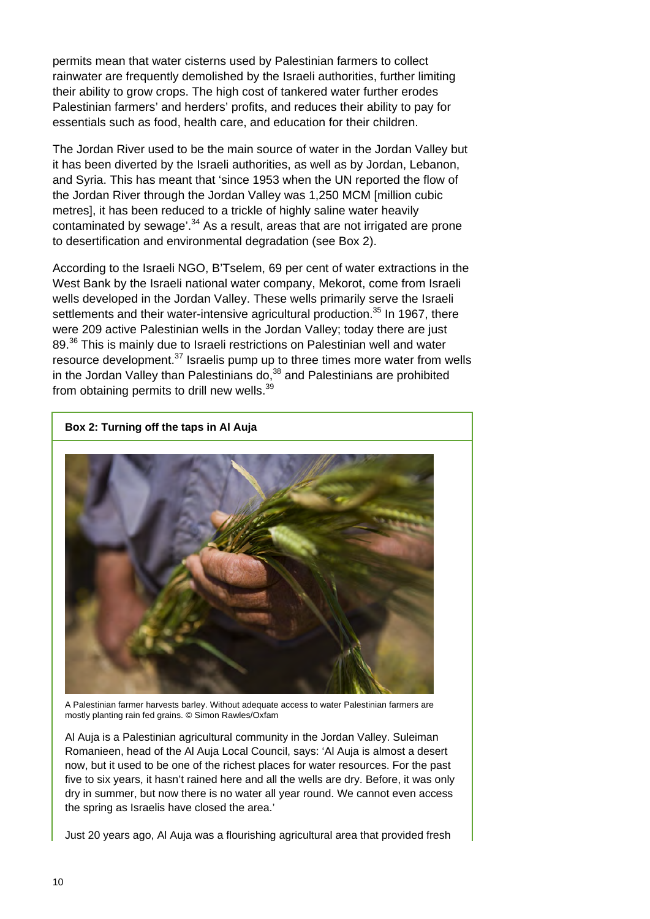permits mean that water cisterns used by Palestinian farmers to collect rainwater are frequently demolished by the Israeli authorities, further limiting their ability to grow crops. The high cost of tankered water further erodes Palestinian farmers' and herders' profits, and reduces their ability to pay for essentials such as food, health care, and education for their children.

The Jordan River used to be the main source of water in the Jordan Valley but it has been diverted by the Israeli authorities, as well as by Jordan, Lebanon, and Syria. This has meant that 'since 1953 when the UN reported the flow of the Jordan River through the Jordan Valley was 1,250 MCM [million cubic metres], it has been reduced to a trickle of highly saline water heavily contaminated by sewage'.[34] As a result, areas that are not irrigated are prone to desertification and environmental degradation (see Box 2).

According to the Israeli NGO, B'Tselem, 69 per cent of water extractions in the West Bank by the Israeli national water company, Mekorot, come from Israeli wells developed in the Jordan Valley. These wells primarily serve the Israeli settlements and their water-intensive agricultural production.[35] In 1967, there were 209 active Palestinian wells in the Jordan Valley; today there are just 89.[36] This is mainly due to Israeli restrictions on Palestinian well and water resource development.[37] Israelis pump up to three times more water from wells in the Jordan Valley than Palestinians do,[38] and Palestinians are prohibited from obtaining permits to drill new wells.[39]

**Box 2: Turning off the taps in Al Auja**

A Palestinian farmer harvests barley. Without adequate access to water Palestinian farmers are mostly planting rain fed grains. © Simon Rawles/Oxfam

Al Auja is a Palestinian agricultural community in the Jordan Valley. Suleiman Romanieen, head of the Al Auja Local Council, says: 'Al Auja is almost a desert now, but it used to be one of the richest places for water resources. For the past five to six years, it hasn't rained here and all the wells are dry. Before, it was only dry in summer, but now there is no water all year round. We cannot even access the spring as Israelis have closed the area.'

Just 20 years ago, Al Auja was a flourishing agricultural area that provided fresh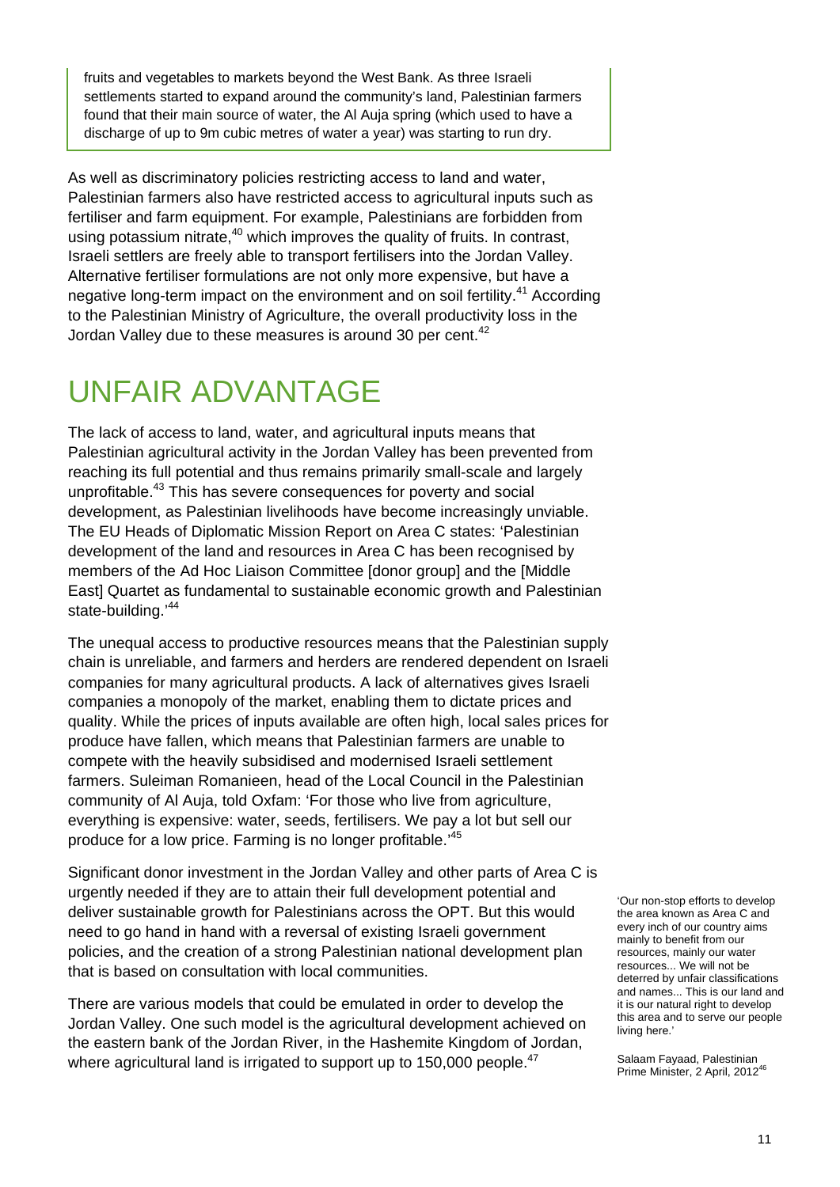fruits and vegetables to markets beyond the West Bank. As three Israeli settlements started to expand around the community's land, Palestinian farmers found that their main source of water, the Al Auja spring (which used to have a discharge of up to 9m cubic metres of water a year) was starting to run dry.

As well as discriminatory policies restricting access to land and water, Palestinian farmers also have restricted access to agricultural inputs such as fertiliser and farm equipment. For example, Palestinians are forbidden from using potassium nitrate,[40] which improves the quality of fruits. In contrast, Israeli settlers are freely able to transport fertilisers into the Jordan Valley. Alternative fertiliser formulations are not only more expensive, but have a negative long-term impact on the environment and on soil fertility.[41] According to the Palestinian Ministry of Agriculture, the overall productivity loss in the Jordan Valley due to these measures is around 30 per cent.[42]

# UNFAIR ADVANTAGE

The lack of access to land, water, and agricultural inputs means that Palestinian agricultural activity in the Jordan Valley has been prevented from reaching its full potential and thus remains primarily small-scale and largely unprofitable.[43] This has severe consequences for poverty and social development, as Palestinian livelihoods have become increasingly unviable. The EU Heads of Diplomatic Mission Report on Area C states: 'Palestinian development of the land and resources in Area C has been recognised by members of the Ad Hoc Liaison Committee [donor group] and the [Middle East] Quartet as fundamental to sustainable economic growth and Palestinian state-building.'[44]

The unequal access to productive resources means that the Palestinian supply chain is unreliable, and farmers and herders are rendered dependent on Israeli companies for many agricultural products. A lack of alternatives gives Israeli companies a monopoly of the market, enabling them to dictate prices and quality. While the prices of inputs available are often high, local sales prices for produce have fallen, which means that Palestinian farmers are unable to compete with the heavily subsidised and modernised Israeli settlement farmers. Suleiman Romanieen, head of the Local Council in the Palestinian community of Al Auja, told Oxfam: 'For those who live from agriculture, everything is expensive: water, seeds, fertilisers. We pay a lot but sell our produce for a low price. Farming is no longer profitable.'[45]

Significant donor investment in the Jordan Valley and other parts of Area C is urgently needed if they are to attain their full development potential and deliver sustainable growth for Palestinians across the OPT. But this would need to go hand in hand with a reversal of existing Israeli government policies, and the creation of a strong Palestinian national development plan that is based on consultation with local communities.

There are various models that could be emulated in order to develop the Jordan Valley. One such model is the agricultural development achieved on the eastern bank of the Jordan River, in the Hashemite Kingdom of Jordan, where agricultural land is irrigated to support up to 150,000 people.[47]

'Our non-stop efforts to develop the area known as Area C and every inch of our country aims mainly to benefit from our resources, mainly our water resources... We will not be deterred by unfair classifications and names... This is our land and it is our natural right to develop this area and to serve our people living here.'

Salaam Fayaad, Palestinian Prime Minister, 2 April, 2012[46]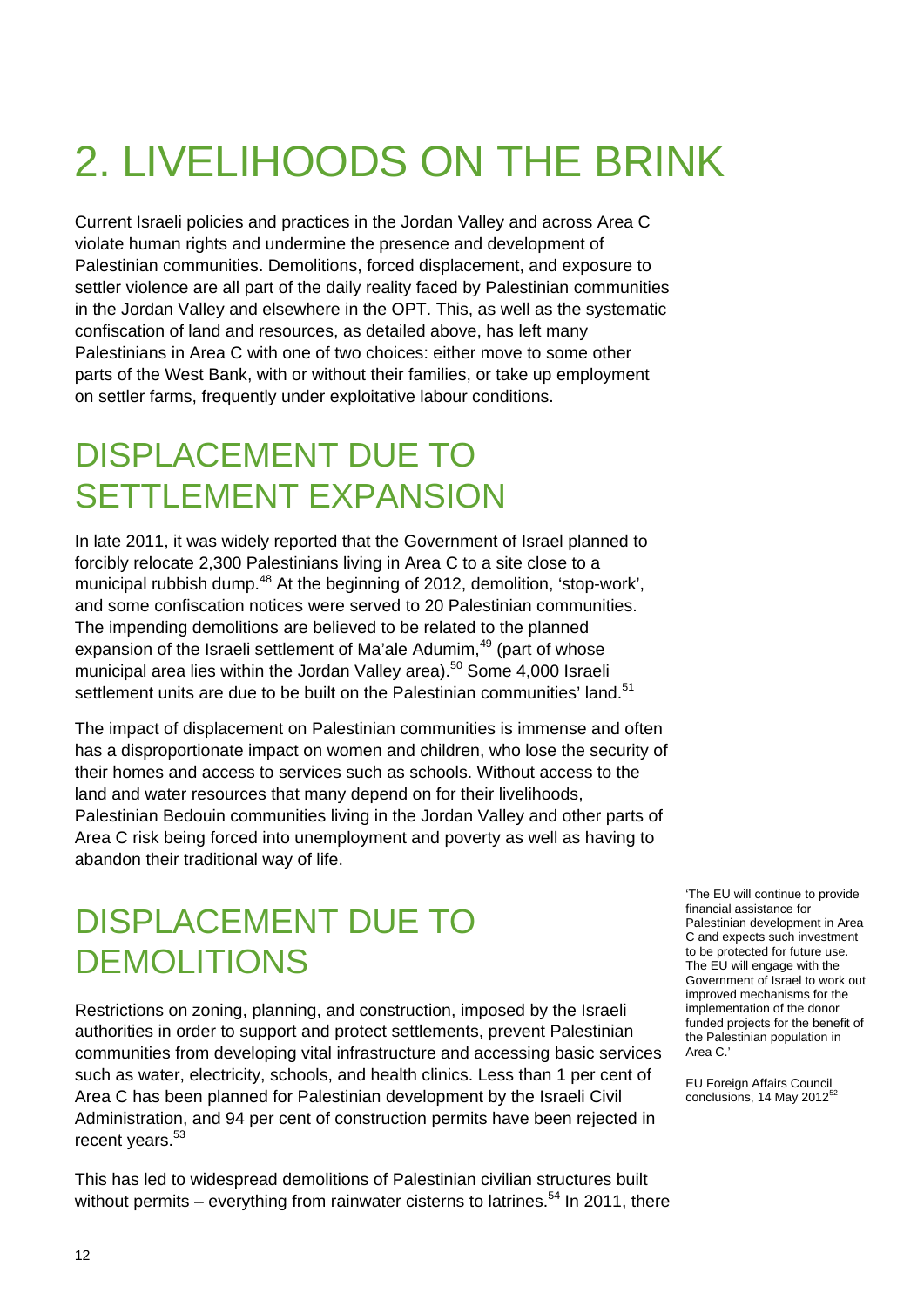# 2. LIVELIHOODS ON THE BRINK

Current Israeli policies and practices in the Jordan Valley and across Area C violate human rights and undermine the presence and development of Palestinian communities. Demolitions, forced displacement, and exposure to settler violence are all part of the daily reality faced by Palestinian communities in the Jordan Valley and elsewhere in the OPT. This, as well as the systematic confiscation of land and resources, as detailed above, has left many Palestinians in Area C with one of two choices: either move to some other parts of the West Bank, with or without their families, or take up employment on settler farms, frequently under exploitative labour conditions.

## DISPLACEMENT DUE TO SETTLEMENT EXPANSION

In late 2011, it was widely reported that the Government of Israel planned to forcibly relocate 2,300 Palestinians living in Area C to a site close to a municipal rubbish dump.[48] At the beginning of 2012, demolition, 'stop-work', and some confiscation notices were served to 20 Palestinian communities. The impending demolitions are believed to be related to the planned expansion of the Israeli settlement of Ma'ale Adumim,[49] (part of whose municipal area lies within the Jordan Valley area).[50] Some 4,000 Israeli settlement units are due to be built on the Palestinian communities' land.[51]

The impact of displacement on Palestinian communities is immense and often has a disproportionate impact on women and children, who lose the security of their homes and access to services such as schools. Without access to the land and water resources that many depend on for their livelihoods, Palestinian Bedouin communities living in the Jordan Valley and other parts of Area C risk being forced into unemployment and poverty as well as having to abandon their traditional way of life.

## DISPLACEMENT DUE TO DEMOLITIONS

Restrictions on zoning, planning, and construction, imposed by the Israeli authorities in order to support and protect settlements, prevent Palestinian communities from developing vital infrastructure and accessing basic services such as water, electricity, schools, and health clinics. Less than 1 per cent of Area C has been planned for Palestinian development by the Israeli Civil Administration, and 94 per cent of construction permits have been rejected in recent years.[53]

This has led to widespread demolitions of Palestinian civilian structures built without permits – everything from rainwater cisterns to latrines.[54] In 2011, there

'The EU will continue to provide financial assistance for Palestinian development in Area C and expects such investment to be protected for future use. The EU will engage with the Government of Israel to work out improved mechanisms for the implementation of the donor funded projects for the benefit of the Palestinian population in Area C.'

EU Foreign Affairs Council conclusions, 14 May 2012[52]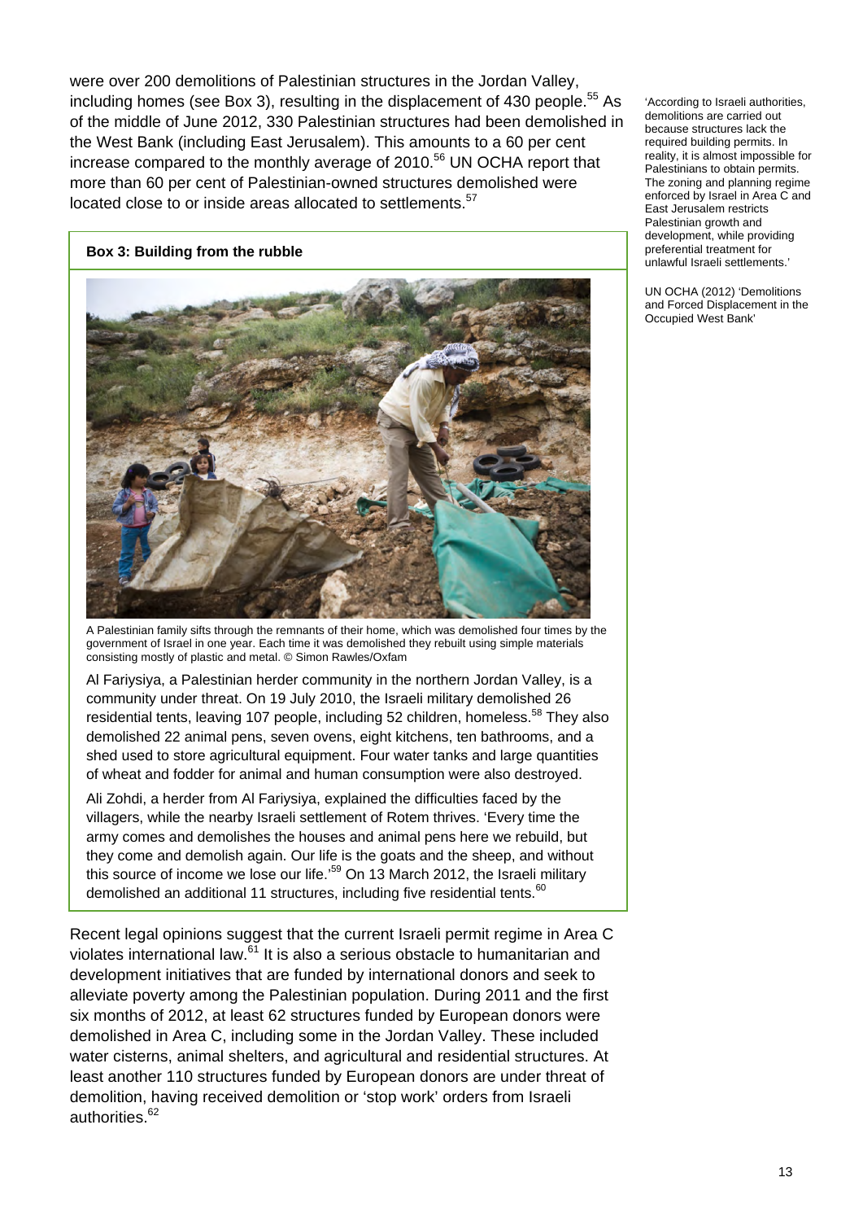were over 200 demolitions of Palestinian structures in the Jordan Valley, including homes (see Box 3), resulting in the displacement of 430 people.[55] As of the middle of June 2012, 330 Palestinian structures had been demolished in the West Bank (including East Jerusalem). This amounts to a 60 per cent increase compared to the monthly average of 2010.[56] UN OCHA report that more than 60 per cent of Palestinian-owned structures demolished were located close to or inside areas allocated to settlements.[57]

'According to Israeli authorities, demolitions are carried out because structures lack the required building permits. In reality, it is almost impossible for Palestinians to obtain permits. The zoning and planning regime enforced by Israel in Area C and East Jerusalem restricts Palestinian growth and development, while providing preferential treatment for unlawful Israeli settlements.'

UN OCHA (2012) 'Demolitions and Forced Displacement in the Occupied West Bank'

**Box 3: Building from the rubble**

A Palestinian family sifts through the remnants of their home, which was demolished four times by the government of Israel in one year. Each time it was demolished they rebuilt using simple materials consisting mostly of plastic and metal. © Simon Rawles/Oxfam

Al Fariysiya, a Palestinian herder community in the northern Jordan Valley, is a community under threat. On 19 July 2010, the Israeli military demolished 26 residential tents, leaving 107 people, including 52 children, homeless.[58] They also demolished 22 animal pens, seven ovens, eight kitchens, ten bathrooms, and a shed used to store agricultural equipment. Four water tanks and large quantities of wheat and fodder for animal and human consumption were also destroyed.

Ali Zohdi, a herder from Al Fariysiya, explained the difficulties faced by the villagers, while the nearby Israeli settlement of Rotem thrives. 'Every time the army comes and demolishes the houses and animal pens here we rebuild, but they come and demolish again. Our life is the goats and the sheep, and without this source of income we lose our life.'[59] On 13 March 2012, the Israeli military demolished an additional 11 structures, including five residential tents.[60]

Recent legal opinions suggest that the current Israeli permit regime in Area C violates international law.[61] It is also a serious obstacle to humanitarian and development initiatives that are funded by international donors and seek to alleviate poverty among the Palestinian population. During 2011 and the first six months of 2012, at least 62 structures funded by European donors were demolished in Area C, including some in the Jordan Valley. These included water cisterns, animal shelters, and agricultural and residential structures. At least another 110 structures funded by European donors are under threat of demolition, having received demolition or 'stop work' orders from Israeli authorities.[62]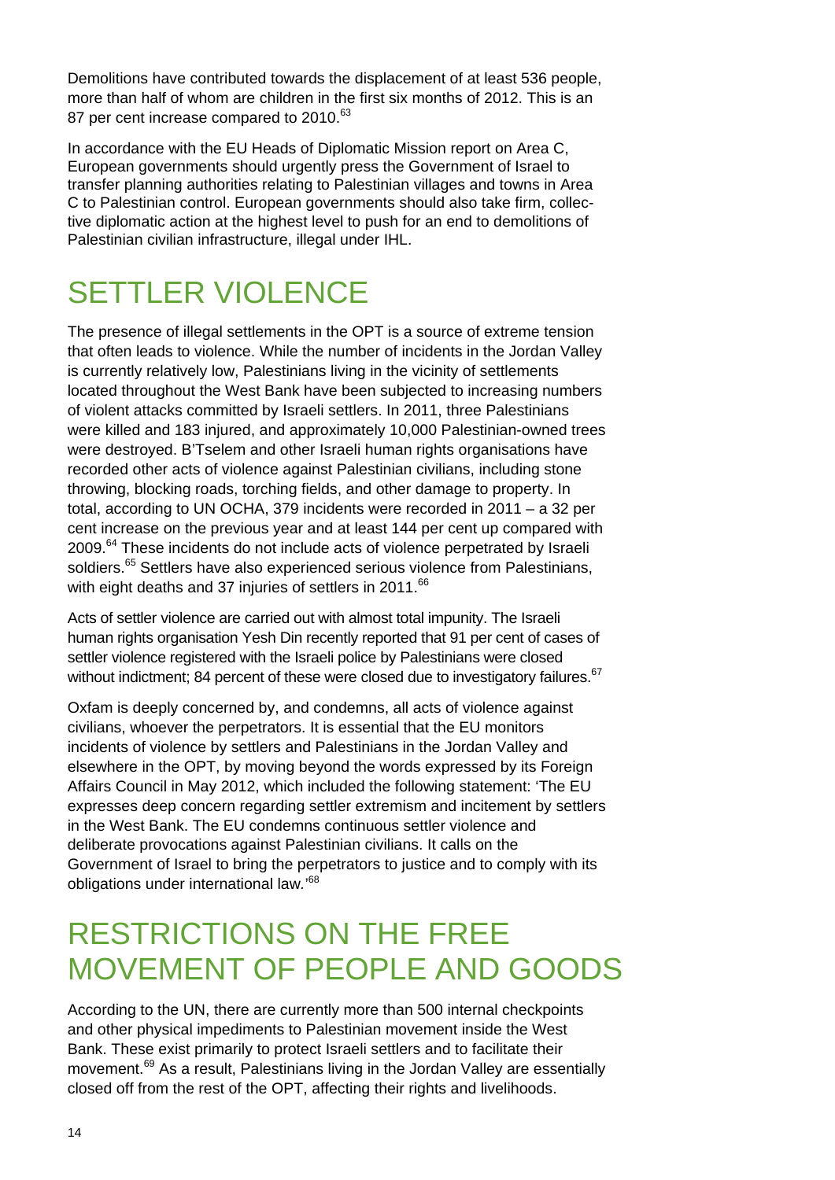Demolitions have contributed towards the displacement of at least 536 people, more than half of whom are children in the first six months of 2012. This is an 87 per cent increase compared to 2010.[63]

In accordance with the EU Heads of Diplomatic Mission report on Area C, European governments should urgently press the Government of Israel to transfer planning authorities relating to Palestinian villages and towns in Area C to Palestinian control. European governments should also take firm, collective diplomatic action at the highest level to push for an end to demolitions of Palestinian civilian infrastructure, illegal under IHL.

# SETTLER VIOLENCE

The presence of illegal settlements in the OPT is a source of extreme tension that often leads to violence. While the number of incidents in the Jordan Valley is currently relatively low, Palestinians living in the vicinity of settlements located throughout the West Bank have been subjected to increasing numbers of violent attacks committed by Israeli settlers. In 2011, three Palestinians were killed and 183 injured, and approximately 10,000 Palestinian-owned trees were destroyed. B'Tselem and other Israeli human rights organisations have recorded other acts of violence against Palestinian civilians, including stone throwing, blocking roads, torching fields, and other damage to property. In total, according to UN OCHA, 379 incidents were recorded in 2011 – a 32 per cent increase on the previous year and at least 144 per cent up compared with 2009.[64] These incidents do not include acts of violence perpetrated by Israeli soldiers.[65] Settlers have also experienced serious violence from Palestinians, with eight deaths and 37 injuries of settlers in 2011.[66]

Acts of settler violence are carried out with almost total impunity. The Israeli human rights organisation Yesh Din recently reported that 91 per cent of cases of settler violence registered with the Israeli police by Palestinians were closed without indictment; 84 percent of these were closed due to investigatory failures.[67]

Oxfam is deeply concerned by, and condemns, all acts of violence against civilians, whoever the perpetrators. It is essential that the EU monitors incidents of violence by settlers and Palestinians in the Jordan Valley and elsewhere in the OPT, by moving beyond the words expressed by its Foreign Affairs Council in May 2012, which included the following statement: 'The EU expresses deep concern regarding settler extremism and incitement by settlers in the West Bank. The EU condemns continuous settler violence and deliberate provocations against Palestinian civilians. It calls on the Government of Israel to bring the perpetrators to justice and to comply with its obligations under international law.'[68]

# RESTRICTIONS ON THE FREE MOVEMENT OF PEOPLE AND GOODS

According to the UN, there are currently more than 500 internal checkpoints and other physical impediments to Palestinian movement inside the West Bank. These exist primarily to protect Israeli settlers and to facilitate their movement.[69] As a result, Palestinians living in the Jordan Valley are essentially closed off from the rest of the OPT, affecting their rights and livelihoods.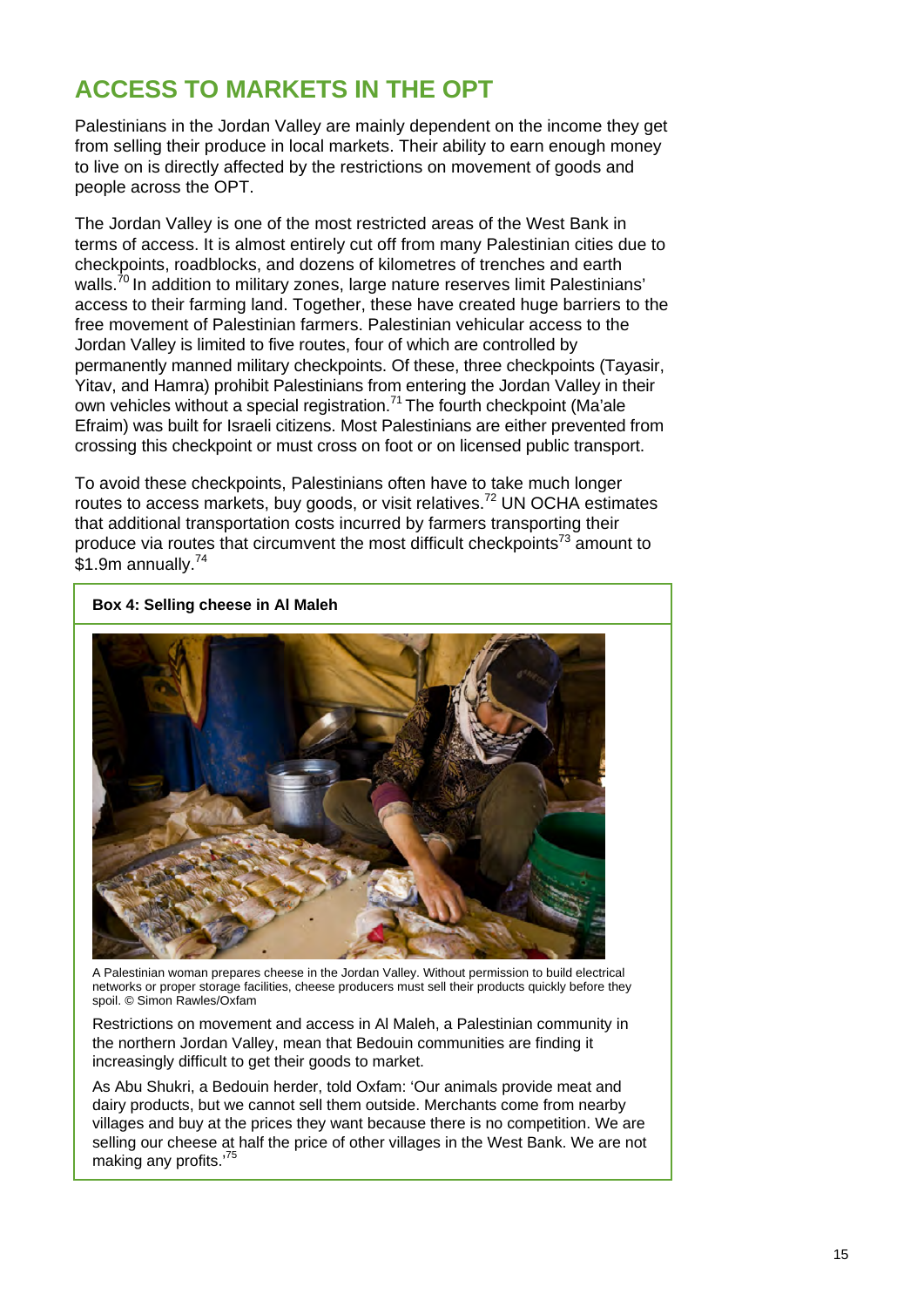## ACCESS TO MARKETS IN THE OPT

Palestinians in the Jordan Valley are mainly dependent on the income they get from selling their produce in local markets. Their ability to earn enough money to live on is directly affected by the restrictions on movement of goods and people across the OPT.

The Jordan Valley is one of the most restricted areas of the West Bank in terms of access. It is almost entirely cut off from many Palestinian cities due to checkpoints, roadblocks, and dozens of kilometres of trenches and earth walls.[70] In addition to military zones, large nature reserves limit Palestinians' access to their farming land. Together, these have created huge barriers to the free movement of Palestinian farmers. Palestinian vehicular access to the Jordan Valley is limited to five routes, four of which are controlled by permanently manned military checkpoints. Of these, three checkpoints (Tayasir, Yitav, and Hamra) prohibit Palestinians from entering the Jordan Valley in their own vehicles without a special registration.[71] The fourth checkpoint (Ma'ale Efraim) was built for Israeli citizens. Most Palestinians are either prevented from crossing this checkpoint or must cross on foot or on licensed public transport.

To avoid these checkpoints, Palestinians often have to take much longer routes to access markets, buy goods, or visit relatives.[72] UN OCHA estimates that additional transportation costs incurred by farmers transporting their produce via routes that circumvent the most difficult checkpoints[73] amount to $1.9m annually.[74]

**Box 4: Selling cheese in Al Maleh**

A Palestinian woman prepares cheese in the Jordan Valley. Without permission to build electrical networks or proper storage facilities, cheese producers must sell their products quickly before they spoil. © Simon Rawles/Oxfam

Restrictions on movement and access in Al Maleh, a Palestinian community in the northern Jordan Valley, mean that Bedouin communities are finding it increasingly difficult to get their goods to market.

As Abu Shukri, a Bedouin herder, told Oxfam: 'Our animals provide meat and dairy products, but we cannot sell them outside. Merchants come from nearby villages and buy at the prices they want because there is no competition. We are selling our cheese at half the price of other villages in the West Bank. We are not making any profits.'[75]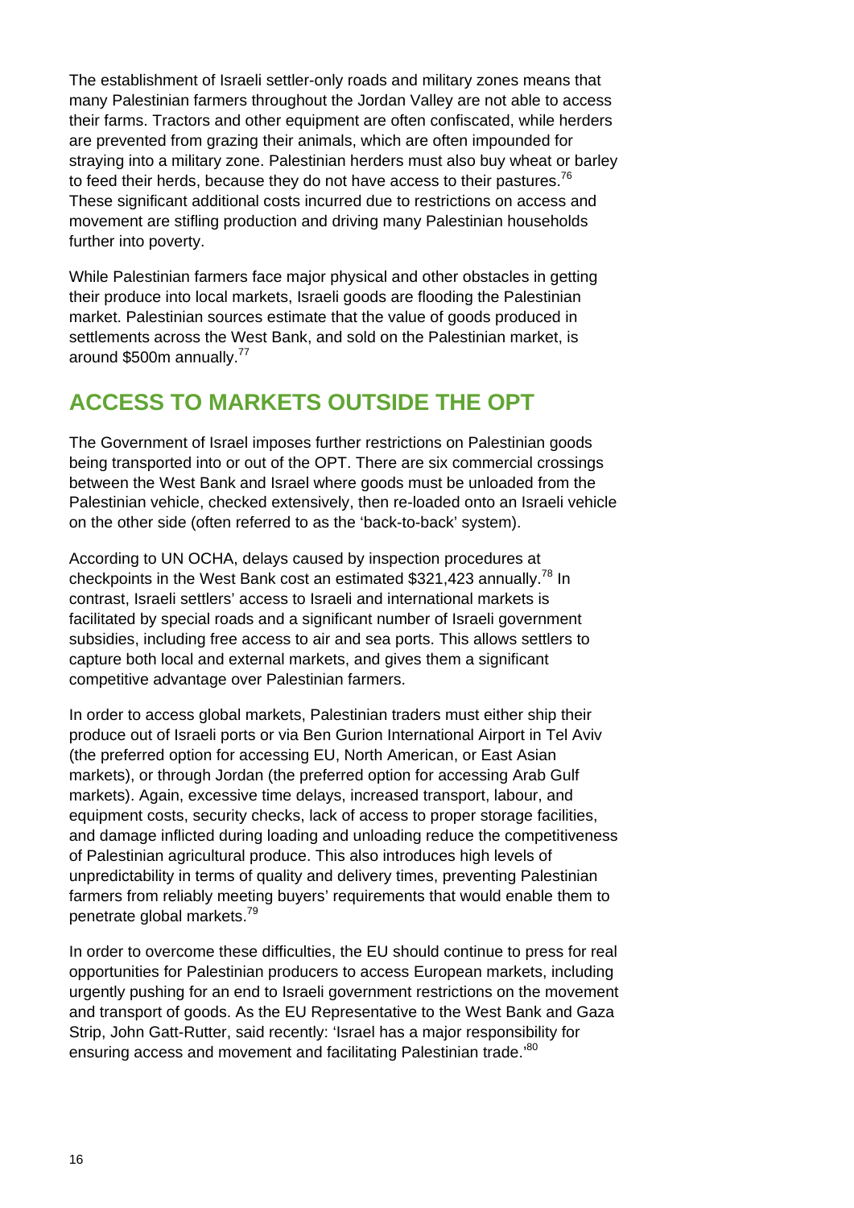The establishment of Israeli settler-only roads and military zones means that many Palestinian farmers throughout the Jordan Valley are not able to access their farms. Tractors and other equipment are often confiscated, while herders are prevented from grazing their animals, which are often impounded for straying into a military zone. Palestinian herders must also buy wheat or barley to feed their herds, because they do not have access to their pastures.[76] These significant additional costs incurred due to restrictions on access and movement are stifling production and driving many Palestinian households further into poverty.

While Palestinian farmers face major physical and other obstacles in getting their produce into local markets, Israeli goods are flooding the Palestinian market. Palestinian sources estimate that the value of goods produced in settlements across the West Bank, and sold on the Palestinian market, is around $500m annually.[77]

## ACCESS TO MARKETS OUTSIDE THE OPT

The Government of Israel imposes further restrictions on Palestinian goods being transported into or out of the OPT. There are six commercial crossings between the West Bank and Israel where goods must be unloaded from the Palestinian vehicle, checked extensively, then re-loaded onto an Israeli vehicle on the other side (often referred to as the 'back-to-back' system).

According to UN OCHA, delays caused by inspection procedures at checkpoints in the West Bank cost an estimated $321,423 annually.[78] In contrast, Israeli settlers' access to Israeli and international markets is facilitated by special roads and a significant number of Israeli government subsidies, including free access to air and sea ports. This allows settlers to capture both local and external markets, and gives them a significant competitive advantage over Palestinian farmers.

In order to access global markets, Palestinian traders must either ship their produce out of Israeli ports or via Ben Gurion International Airport in Tel Aviv (the preferred option for accessing EU, North American, or East Asian markets), or through Jordan (the preferred option for accessing Arab Gulf markets). Again, excessive time delays, increased transport, labour, and equipment costs, security checks, lack of access to proper storage facilities, and damage inflicted during loading and unloading reduce the competitiveness of Palestinian agricultural produce. This also introduces high levels of unpredictability in terms of quality and delivery times, preventing Palestinian farmers from reliably meeting buyers' requirements that would enable them to penetrate global markets.[79]

In order to overcome these difficulties, the EU should continue to press for real opportunities for Palestinian producers to access European markets, including urgently pushing for an end to Israeli government restrictions on the movement and transport of goods. As the EU Representative to the West Bank and Gaza Strip, John Gatt-Rutter, said recently: 'Israel has a major responsibility for ensuring access and movement and facilitating Palestinian trade.'[80]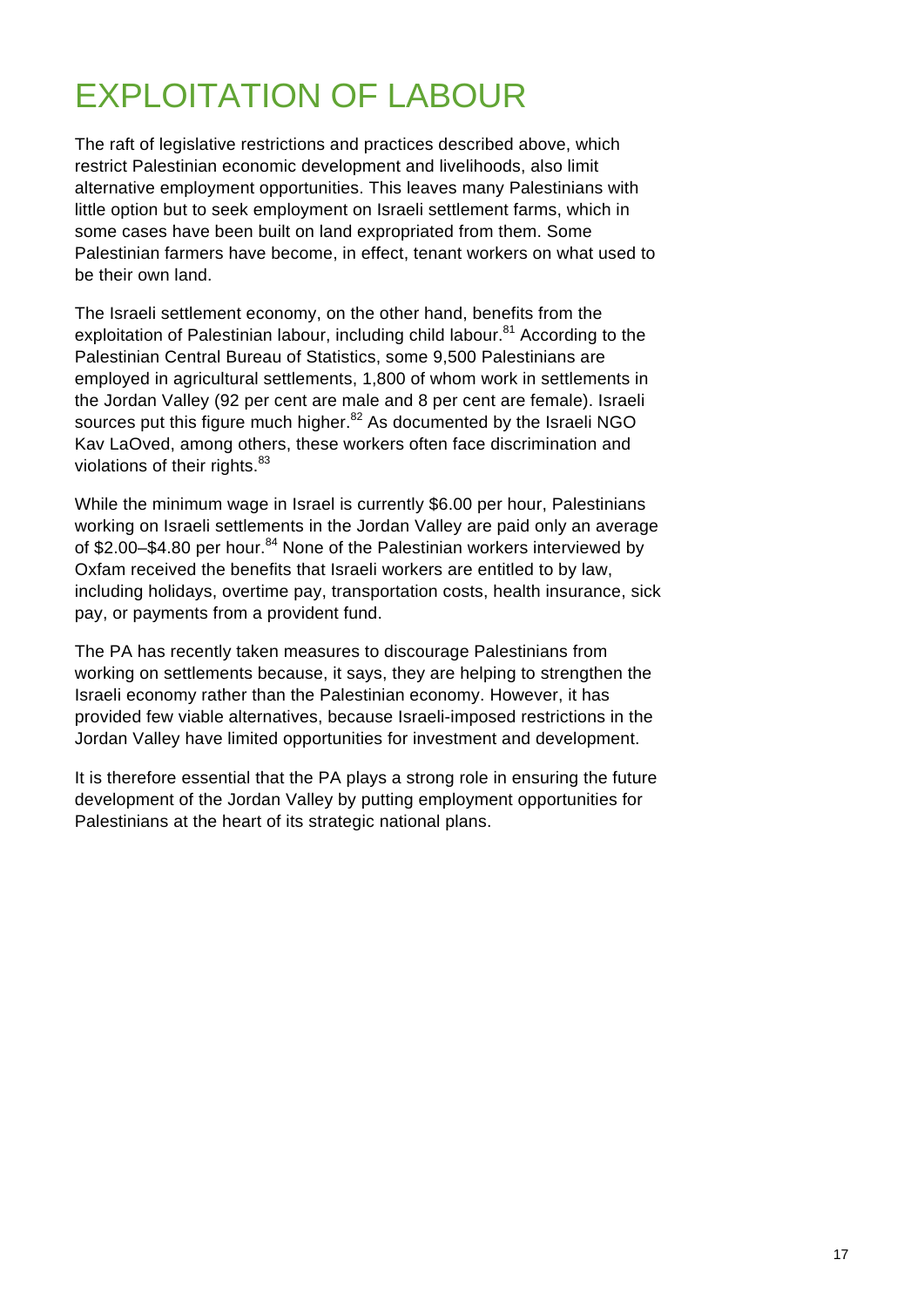# EXPLOITATION OF LABOUR

The raft of legislative restrictions and practices described above, which restrict Palestinian economic development and livelihoods, also limit alternative employment opportunities. This leaves many Palestinians with little option but to seek employment on Israeli settlement farms, which in some cases have been built on land expropriated from them. Some Palestinian farmers have become, in effect, tenant workers on what used to be their own land.

The Israeli settlement economy, on the other hand, benefits from the exploitation of Palestinian labour, including child labour.[81] According to the Palestinian Central Bureau of Statistics, some 9,500 Palestinians are employed in agricultural settlements, 1,800 of whom work in settlements in the Jordan Valley (92 per cent are male and 8 per cent are female). Israeli sources put this figure much higher.[82] As documented by the Israeli NGO Kav LaOved, among others, these workers often face discrimination and violations of their rights.[83]

While the minimum wage in Israel is currently $6.00 per hour, Palestinians working on Israeli settlements in the Jordan Valley are paid only an average of $2.00–$4.80 per hour.[84] None of the Palestinian workers interviewed by Oxfam received the benefits that Israeli workers are entitled to by law, including holidays, overtime pay, transportation costs, health insurance, sick pay, or payments from a provident fund.

The PA has recently taken measures to discourage Palestinians from working on settlements because, it says, they are helping to strengthen the Israeli economy rather than the Palestinian economy. However, it has provided few viable alternatives, because Israeli-imposed restrictions in the Jordan Valley have limited opportunities for investment and development.

It is therefore essential that the PA plays a strong role in ensuring the future development of the Jordan Valley by putting employment opportunities for Palestinians at the heart of its strategic national plans.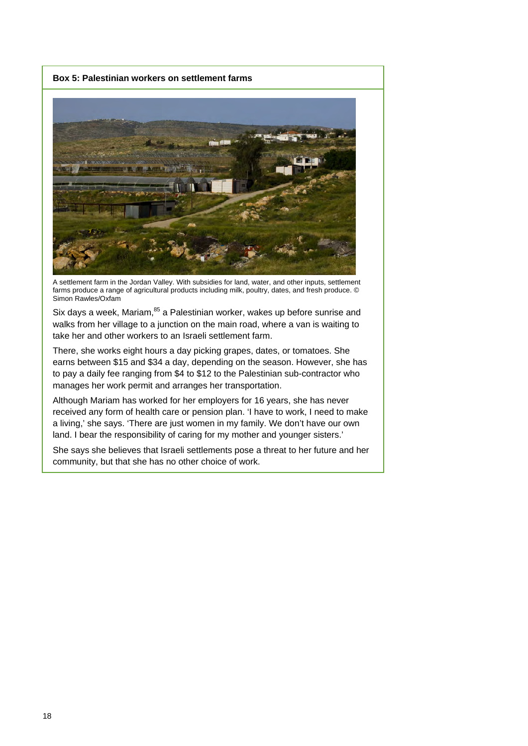**Box 5: Palestinian workers on settlement farms**

A settlement farm in the Jordan Valley. With subsidies for land, water, and other inputs, settlement farms produce a range of agricultural products including milk, poultry, dates, and fresh produce. © Simon Rawles/Oxfam

Six days a week, Mariam,[85] a Palestinian worker, wakes up before sunrise and walks from her village to a junction on the main road, where a van is waiting to take her and other workers to an Israeli settlement farm.

There, she works eight hours a day picking grapes, dates, or tomatoes. She earns between $15 and $34 a day, depending on the season. However, she has to pay a daily fee ranging from $4 to $12 to the Palestinian sub-contractor who manages her work permit and arranges her transportation.

Although Mariam has worked for her employers for 16 years, she has never received any form of health care or pension plan. 'I have to work, I need to make a living,' she says. 'There are just women in my family. We don't have our own land. I bear the responsibility of caring for my mother and younger sisters.'

She says she believes that Israeli settlements pose a threat to her future and her community, but that she has no other choice of work.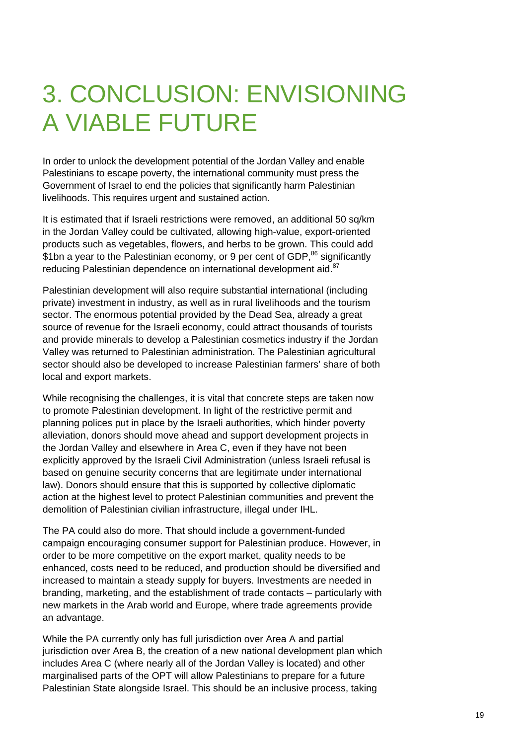# 3. CONCLUSION: ENVISIONING A VIABLE FUTURE

In order to unlock the development potential of the Jordan Valley and enable Palestinians to escape poverty, the international community must press the Government of Israel to end the policies that significantly harm Palestinian livelihoods. This requires urgent and sustained action.

It is estimated that if Israeli restrictions were removed, an additional 50 sq/km in the Jordan Valley could be cultivated, allowing high-value, export-oriented products such as vegetables, flowers, and herbs to be grown. This could add $1bn a year to the Palestinian economy, or 9 per cent of GDP,[86] significantly reducing Palestinian dependence on international development aid.[87]

Palestinian development will also require substantial international (including private) investment in industry, as well as in rural livelihoods and the tourism sector. The enormous potential provided by the Dead Sea, already a great source of revenue for the Israeli economy, could attract thousands of tourists and provide minerals to develop a Palestinian cosmetics industry if the Jordan Valley was returned to Palestinian administration. The Palestinian agricultural sector should also be developed to increase Palestinian farmers' share of both local and export markets.

While recognising the challenges, it is vital that concrete steps are taken now to promote Palestinian development. In light of the restrictive permit and planning polices put in place by the Israeli authorities, which hinder poverty alleviation, donors should move ahead and support development projects in the Jordan Valley and elsewhere in Area C, even if they have not been explicitly approved by the Israeli Civil Administration (unless Israeli refusal is based on genuine security concerns that are legitimate under international law). Donors should ensure that this is supported by collective diplomatic action at the highest level to protect Palestinian communities and prevent the demolition of Palestinian civilian infrastructure, illegal under IHL.

The PA could also do more. That should include a government-funded campaign encouraging consumer support for Palestinian produce. However, in order to be more competitive on the export market, quality needs to be enhanced, costs need to be reduced, and production should be diversified and increased to maintain a steady supply for buyers. Investments are needed in branding, marketing, and the establishment of trade contacts – particularly with new markets in the Arab world and Europe, where trade agreements provide an advantage.

While the PA currently only has full jurisdiction over Area A and partial jurisdiction over Area B, the creation of a new national development plan which includes Area C (where nearly all of the Jordan Valley is located) and other marginalised parts of the OPT will allow Palestinians to prepare for a future Palestinian State alongside Israel. This should be an inclusive process, taking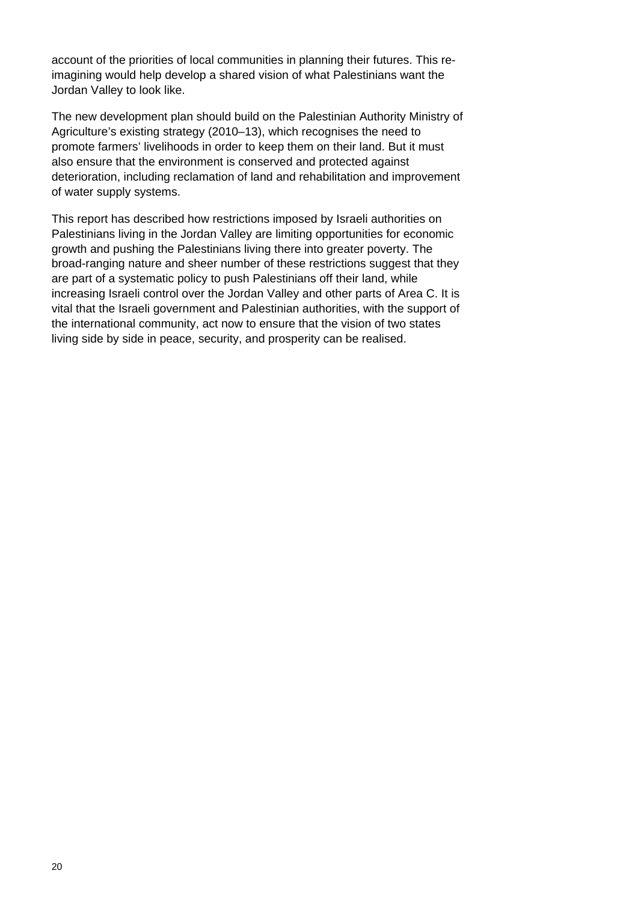account of the priorities of local communities in planning their futures. This re-imagining would help develop a shared vision of what Palestinians want the Jordan Valley to look like.

The new development plan should build on the Palestinian Authority Ministry of Agriculture's existing strategy (2010–13), which recognises the need to promote farmers' livelihoods in order to keep them on their land. But it must also ensure that the environment is conserved and protected against deterioration, including reclamation of land and rehabilitation and improvement of water supply systems.

This report has described how restrictions imposed by Israeli authorities on Palestinians living in the Jordan Valley are limiting opportunities for economic growth and pushing the Palestinians living there into greater poverty. The broad-ranging nature and sheer number of these restrictions suggest that they are part of a systematic policy to push Palestinians off their land, while increasing Israeli control over the Jordan Valley and other parts of Area C. It is vital that the Israeli government and Palestinian authorities, with the support of the international community, act now to ensure that the vision of two states living side by side in peace, security, and prosperity can be realised.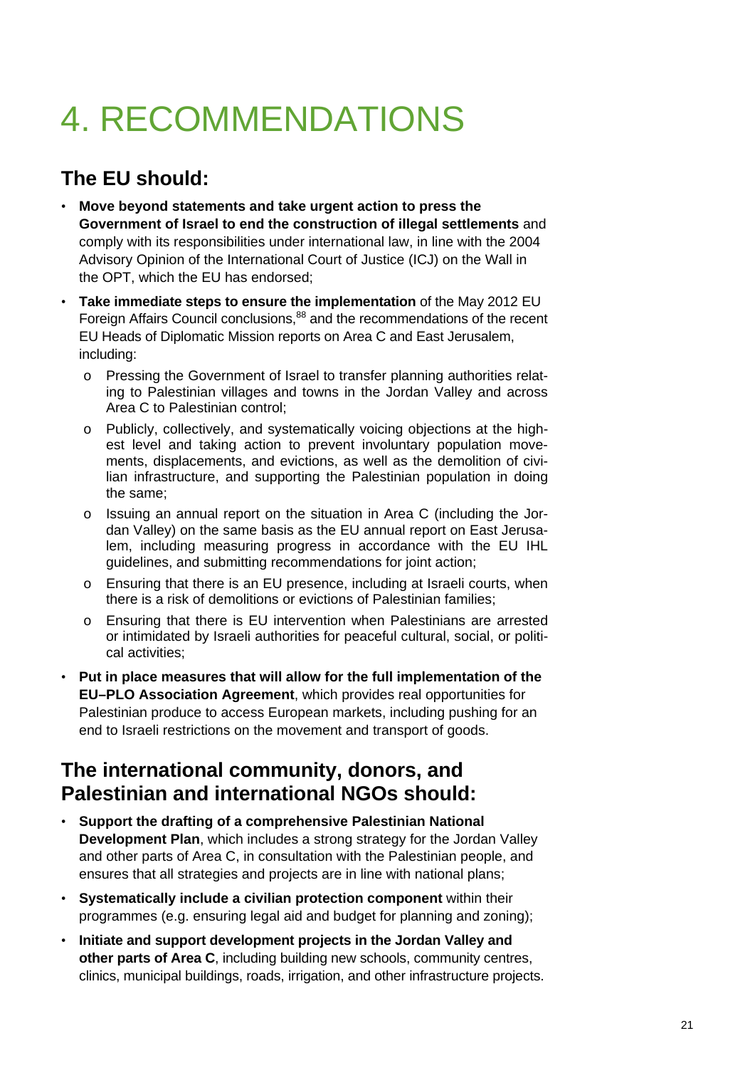# 4. RECOMMENDATIONS

## The EU should:

- **Move beyond statements and take urgent action to press the Government of Israel to end the construction of illegal settlements** and comply with its responsibilities under international law, in line with the 2004 Advisory Opinion of the International Court of Justice (ICJ) on the Wall in the OPT, which the EU has endorsed;
- **Take immediate steps to ensure the implementation** of the May 2012 EU Foreign Affairs Council conclusions,[88] and the recommendations of the recent EU Heads of Diplomatic Mission reports on Area C and East Jerusalem, including:
  - Pressing the Government of Israel to transfer planning authorities relating to Palestinian villages and towns in the Jordan Valley and across Area C to Palestinian control;
  - Publicly, collectively, and systematically voicing objections at the highest level and taking action to prevent involuntary population movements, displacements, and evictions, as well as the demolition of civilian infrastructure, and supporting the Palestinian population in doing the same;
  - Issuing an annual report on the situation in Area C (including the Jordan Valley) on the same basis as the EU annual report on East Jerusalem, including measuring progress in accordance with the EU IHL guidelines, and submitting recommendations for joint action;
  - Ensuring that there is an EU presence, including at Israeli courts, when there is a risk of demolitions or evictions of Palestinian families;
  - Ensuring that there is EU intervention when Palestinians are arrested or intimidated by Israeli authorities for peaceful cultural, social, or political activities;
- **Put in place measures that will allow for the full implementation of the EU–PLO Association Agreement**, which provides real opportunities for Palestinian produce to access European markets, including pushing for an end to Israeli restrictions on the movement and transport of goods.

## The international community, donors, and Palestinian and international NGOs should:

- **Support the drafting of a comprehensive Palestinian National Development Plan**, which includes a strong strategy for the Jordan Valley and other parts of Area C, in consultation with the Palestinian people, and ensures that all strategies and projects are in line with national plans;
- **Systematically include a civilian protection component** within their programmes (e.g. ensuring legal aid and budget for planning and zoning);
- **Initiate and support development projects in the Jordan Valley and other parts of Area C**, including building new schools, community centres, clinics, municipal buildings, roads, irrigation, and other infrastructure projects.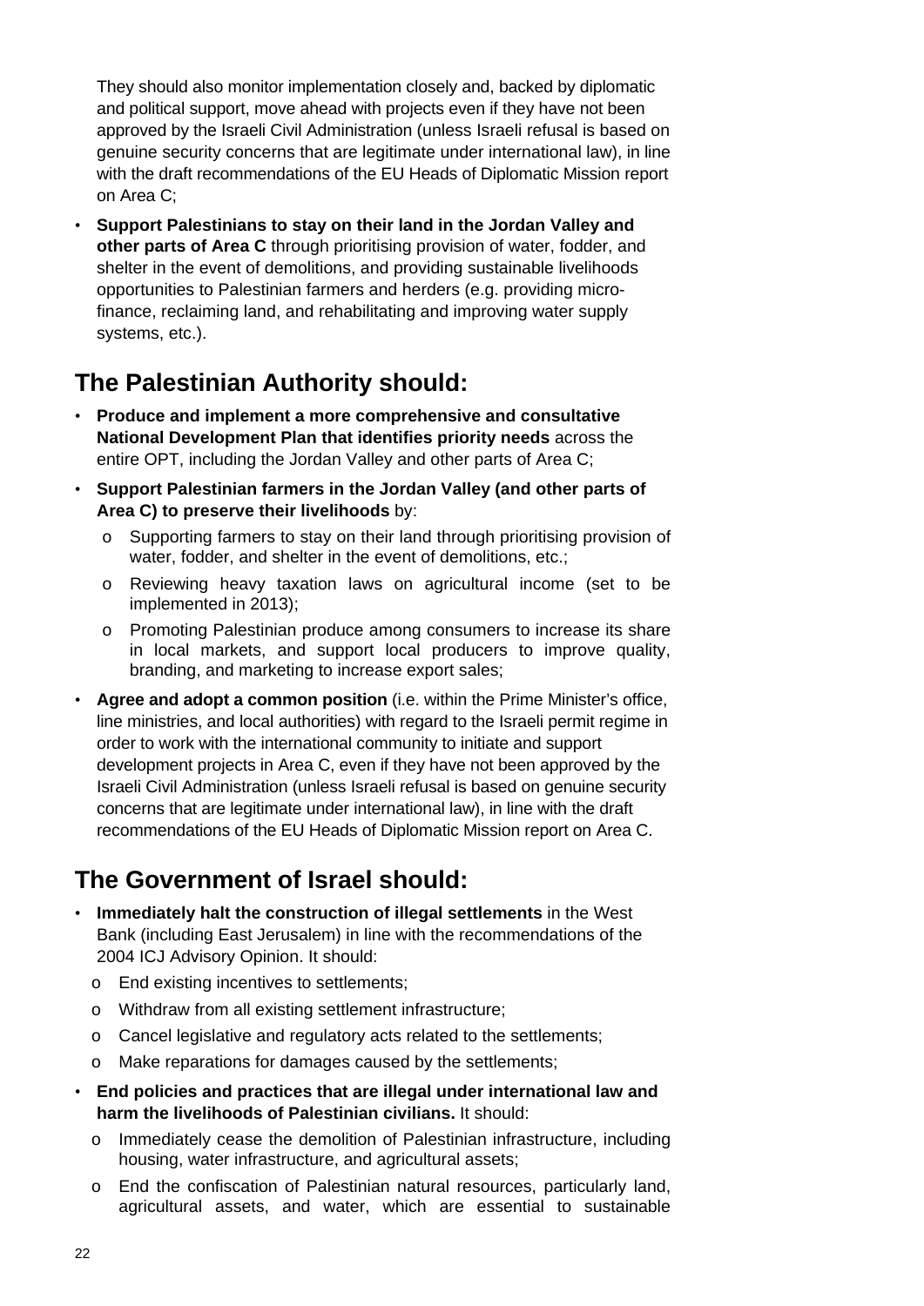They should also monitor implementation closely and, backed by diplomatic and political support, move ahead with projects even if they have not been approved by the Israeli Civil Administration (unless Israeli refusal is based on genuine security concerns that are legitimate under international law), in line with the draft recommendations of the EU Heads of Diplomatic Mission report on Area C;

- **Support Palestinians to stay on their land in the Jordan Valley and other parts of Area C** through prioritising provision of water, fodder, and shelter in the event of demolitions, and providing sustainable livelihoods opportunities to Palestinian farmers and herders (e.g. providing micro-finance, reclaiming land, and rehabilitating and improving water supply systems, etc.).

## The Palestinian Authority should:

- **Produce and implement a more comprehensive and consultative National Development Plan that identifies priority needs** across the entire OPT, including the Jordan Valley and other parts of Area C;
- **Support Palestinian farmers in the Jordan Valley (and other parts of Area C) to preserve their livelihoods** by:
  - Supporting farmers to stay on their land through prioritising provision of water, fodder, and shelter in the event of demolitions, etc.;
  - Reviewing heavy taxation laws on agricultural income (set to be implemented in 2013);
  - Promoting Palestinian produce among consumers to increase its share in local markets, and support local producers to improve quality, branding, and marketing to increase export sales;
- **Agree and adopt a common position** (i.e. within the Prime Minister's office, line ministries, and local authorities) with regard to the Israeli permit regime in order to work with the international community to initiate and support development projects in Area C, even if they have not been approved by the Israeli Civil Administration (unless Israeli refusal is based on genuine security concerns that are legitimate under international law), in line with the draft recommendations of the EU Heads of Diplomatic Mission report on Area C.

## The Government of Israel should:

- **Immediately halt the construction of illegal settlements** in the West Bank (including East Jerusalem) in line with the recommendations of the 2004 ICJ Advisory Opinion. It should:
  - End existing incentives to settlements;
  - Withdraw from all existing settlement infrastructure;
  - Cancel legislative and regulatory acts related to the settlements;
  - Make reparations for damages caused by the settlements;
- **End policies and practices that are illegal under international law and harm the livelihoods of Palestinian civilians.** It should:
  - Immediately cease the demolition of Palestinian infrastructure, including housing, water infrastructure, and agricultural assets;
  - End the confiscation of Palestinian natural resources, particularly land, agricultural assets, and water, which are essential to sustainable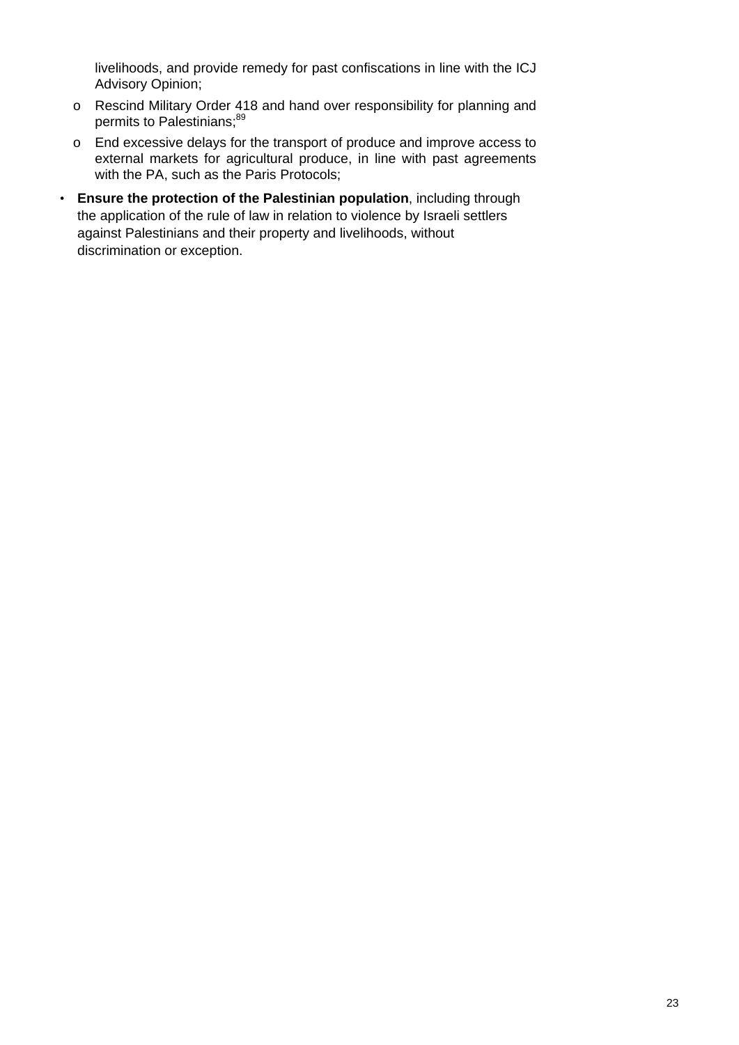livelihoods, and provide remedy for past confiscations in line with the ICJ Advisory Opinion;

  - Rescind Military Order 418 and hand over responsibility for planning and permits to Palestinians;[89]
  - End excessive delays for the transport of produce and improve access to external markets for agricultural produce, in line with past agreements with the PA, such as the Paris Protocols;

- **Ensure the protection of the Palestinian population**, including through the application of the rule of law in relation to violence by Israeli settlers against Palestinians and their property and livelihoods, without discrimination or exception.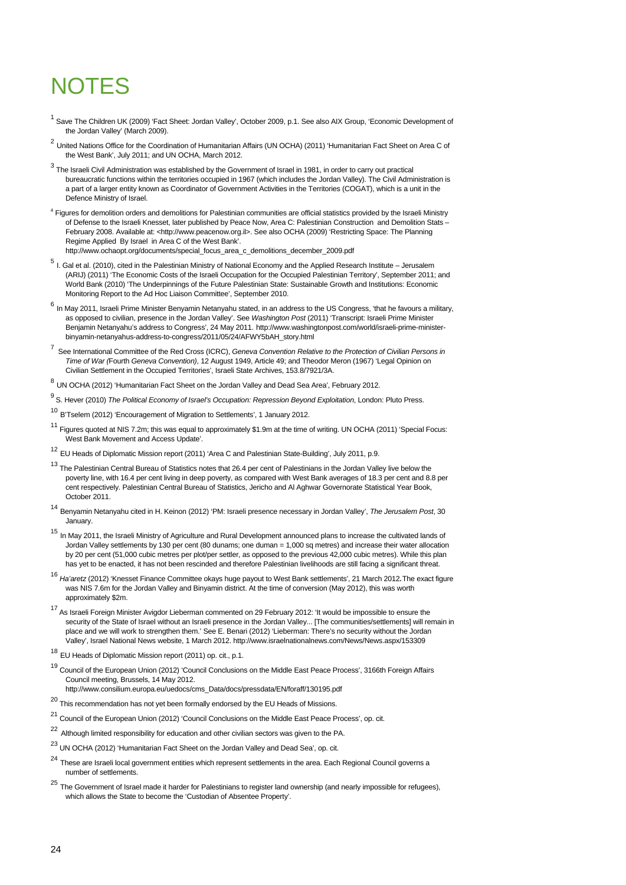# NOTES

[1] Save The Children UK (2009) 'Fact Sheet: Jordan Valley', October 2009, p.1. See also AIX Group, 'Economic Development of the Jordan Valley' (March 2009).

[2] United Nations Office for the Coordination of Humanitarian Affairs (UN OCHA) (2011) 'Humanitarian Fact Sheet on Area C of the West Bank', July 2011; and UN OCHA, March 2012.

[3] The Israeli Civil Administration was established by the Government of Israel in 1981, in order to carry out practical bureaucratic functions within the territories occupied in 1967 (which includes the Jordan Valley). The Civil Administration is a part of a larger entity known as Coordinator of Government Activities in the Territories (COGAT), which is a unit in the Defence Ministry of Israel.

[4] Figures for demolition orders and demolitions for Palestinian communities are official statistics provided by the Israeli Ministry of Defense to the Israeli Knesset, later published by Peace Now, Area C: Palestinian Construction and Demolition Stats – February 2008. Available at: <http://www.peacenow.org.il>. See also OCHA (2009) 'Restricting Space: The Planning Regime Applied By Israel in Area C of the West Bank'. http://www.ochaopt.org/documents/special_focus_area_c_demolitions_december_2009.pdf

[5] I. Gal et al. (2010), cited in the Palestinian Ministry of National Economy and the Applied Research Institute – Jerusalem (ARIJ) (2011) 'The Economic Costs of the Israeli Occupation for the Occupied Palestinian Territory', September 2011; and World Bank (2010) 'The Underpinnings of the Future Palestinian State: Sustainable Growth and Institutions: Economic Monitoring Report to the Ad Hoc Liaison Committee', September 2010.

[6] In May 2011, Israeli Prime Minister Benjamin Netanyahu stated, in an address to the US Congress, 'that he favours a military, as opposed to civilian, presence in the Jordan Valley'. See *Washington Post* (2011) 'Transcript: Israeli Prime Minister Benjamin Netanyahu's address to Congress', 24 May 2011. http://www.washingtonpost.com/world/israeli-prime-minister-binyamin-netanyahus-address-to-congress/2011/05/24/AFWY5bAH_story.html

[7] See International Committee of the Red Cross (ICRC), *Geneva Convention Relative to the Protection of Civilian Persons in Time of War (*Fourth *Geneva Convention)*, 12 August 1949, Article 49; and Theodor Meron (1967) 'Legal Opinion on Civilian Settlement in the Occupied Territories', Israeli State Archives, 153.8/7921/3A.

[8] UN OCHA (2012) 'Humanitarian Fact Sheet on the Jordan Valley and Dead Sea Area', February 2012.

[9] S. Hever (2010) *The Political Economy of Israel's Occupation: Repression Beyond Exploitation*, London: Pluto Press.

[10] B'Tselem (2012) 'Encouragement of Migration to Settlements', 1 January 2012.

[11] Figures quoted at NIS 7.2m; this was equal to approximately $1.9m at the time of writing. UN OCHA (2011) 'Special Focus: West Bank Movement and Access Update'.

[12] EU Heads of Diplomatic Mission report (2011) 'Area C and Palestinian State-Building', July 2011, p.9.

[13] The Palestinian Central Bureau of Statistics notes that 26.4 per cent of Palestinians in the Jordan Valley live below the poverty line, with 16.4 per cent living in deep poverty, as compared with West Bank averages of 18.3 per cent and 8.8 per cent respectively. Palestinian Central Bureau of Statistics, Jericho and Al Aghwar Governorate Statistical Year Book, October 2011.

[14] Benyamin Netanyahu cited in H. Keinon (2012) 'PM: Israeli presence necessary in Jordan Valley', *The Jerusalem Post*, 30 January.

[15] In May 2011, the Israeli Ministry of Agriculture and Rural Development announced plans to increase the cultivated lands of Jordan Valley settlements by 130 per cent (80 dunams; one duman = 1,000 sq metres) and increase their water allocation by 20 per cent (51,000 cubic metres per plot/per settler, as opposed to the previous 42,000 cubic metres). While this plan has yet to be enacted, it has not been rescinded and therefore Palestinian livelihoods are still facing a significant threat.

[16] *Ha'aretz* (2012) 'Knesset Finance Committee okays huge payout to West Bank settlements', 21 March 2012**.** The exact figure was NIS 7.6m for the Jordan Valley and Binyamin district. At the time of conversion (May 2012), this was worth approximately $2m.

[17] As Israeli Foreign Minister Avigdor Lieberman commented on 29 February 2012: 'It would be impossible to ensure the security of the State of Israel without an Israeli presence in the Jordan Valley... [The communities/settlements] will remain in place and we will work to strengthen them.' See E. Benari (2012) 'Lieberman: There's no security without the Jordan Valley', Israel National News website, 1 March 2012. http://www.israelnationalnews.com/News/News.aspx/153309

[18] EU Heads of Diplomatic Mission report (2011) op. cit., p.1.

[19] Council of the European Union (2012) 'Council Conclusions on the Middle East Peace Process', 3166th Foreign Affairs Council meeting, Brussels, 14 May 2012. http://www.consilium.europa.eu/uedocs/cms_Data/docs/pressdata/EN/foraff/130195.pdf

[20] This recommendation has not yet been formally endorsed by the EU Heads of Missions.

[21] Council of the European Union (2012) 'Council Conclusions on the Middle East Peace Process', op. cit.

[22] Although limited responsibility for education and other civilian sectors was given to the PA.

[23] UN OCHA (2012) 'Humanitarian Fact Sheet on the Jordan Valley and Dead Sea', op. cit.

[24] These are Israeli local government entities which represent settlements in the area. Each Regional Council governs a number of settlements.

[25] The Government of Israel made it harder for Palestinians to register land ownership (and nearly impossible for refugees), which allows the State to become the 'Custodian of Absentee Property'.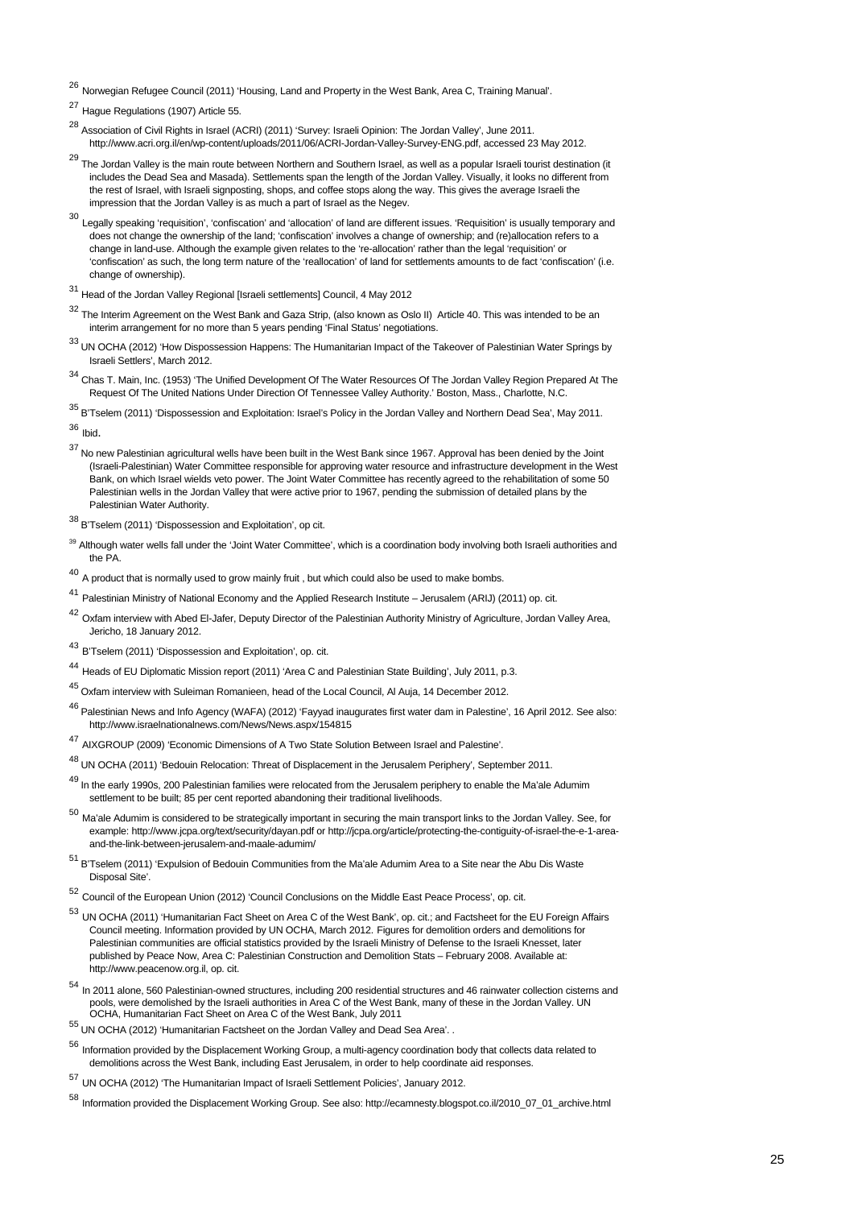[26] Norwegian Refugee Council (2011) 'Housing, Land and Property in the West Bank, Area C, Training Manual'.

[27] Hague Regulations (1907) Article 55.

[28] Association of Civil Rights in Israel (ACRI) (2011) 'Survey: Israeli Opinion: The Jordan Valley', June 2011. http://www.acri.org.il/en/wp-content/uploads/2011/06/ACRI-Jordan-Valley-Survey-ENG.pdf, accessed 23 May 2012.

[29] The Jordan Valley is the main route between Northern and Southern Israel, as well as a popular Israeli tourist destination (it includes the Dead Sea and Masada). Settlements span the length of the Jordan Valley. Visually, it looks no different from the rest of Israel, with Israeli signposting, shops, and coffee stops along the way. This gives the average Israeli the impression that the Jordan Valley is as much a part of Israel as the Negev.

[30] Legally speaking 'requisition', 'confiscation' and 'allocation' of land are different issues. 'Requisition' is usually temporary and does not change the ownership of the land; 'confiscation' involves a change of ownership; and (re)allocation refers to a change in land-use. Although the example given relates to the 're-allocation' rather than the legal 'requisition' or 'confiscation' as such, the long term nature of the 'reallocation' of land for settlements amounts to de fact 'confiscation' (i.e. change of ownership).

[31] Head of the Jordan Valley Regional [Israeli settlements] Council, 4 May 2012

[32] The Interim Agreement on the West Bank and Gaza Strip, (also known as Oslo II) Article 40. This was intended to be an interim arrangement for no more than 5 years pending 'Final Status' negotiations.

[33] UN OCHA (2012) 'How Dispossession Happens: The Humanitarian Impact of the Takeover of Palestinian Water Springs by Israeli Settlers', March 2012.

[34] Chas T. Main, Inc. (1953) 'The Unified Development Of The Water Resources Of The Jordan Valley Region Prepared At The Request Of The United Nations Under Direction Of Tennessee Valley Authority.' Boston, Mass., Charlotte, N.C.

[35] B'Tselem (2011) 'Dispossession and Exploitation: Israel's Policy in the Jordan Valley and Northern Dead Sea', May 2011.

[36] Ibid.

[37] No new Palestinian agricultural wells have been built in the West Bank since 1967. Approval has been denied by the Joint (Israeli-Palestinian) Water Committee responsible for approving water resource and infrastructure development in the West Bank, on which Israel wields veto power. The Joint Water Committee has recently agreed to the rehabilitation of some 50 Palestinian wells in the Jordan Valley that were active prior to 1967, pending the submission of detailed plans by the Palestinian Water Authority.

[38] B'Tselem (2011) 'Dispossession and Exploitation', op cit.

[39] Although water wells fall under the 'Joint Water Committee', which is a coordination body involving both Israeli authorities and the PA.

[40] A product that is normally used to grow mainly fruit , but which could also be used to make bombs.

[41] Palestinian Ministry of National Economy and the Applied Research Institute – Jerusalem (ARIJ) (2011) op. cit.

[42] Oxfam interview with Abed El-Jafer, Deputy Director of the Palestinian Authority Ministry of Agriculture, Jordan Valley Area, Jericho, 18 January 2012.

[43] B'Tselem (2011) 'Dispossession and Exploitation', op. cit.

[44] Heads of EU Diplomatic Mission report (2011) 'Area C and Palestinian State Building', July 2011, p.3.

[45] Oxfam interview with Suleiman Romanieen, head of the Local Council, Al Auja, 14 December 2012.

[46] Palestinian News and Info Agency (WAFA) (2012) 'Fayyad inaugurates first water dam in Palestine', 16 April 2012. See also: http://www.israelnationalnews.com/News/News.aspx/154815

[47] AIXGROUP (2009) 'Economic Dimensions of A Two State Solution Between Israel and Palestine'.

[48] UN OCHA (2011) 'Bedouin Relocation: Threat of Displacement in the Jerusalem Periphery', September 2011.

[49] In the early 1990s, 200 Palestinian families were relocated from the Jerusalem periphery to enable the Ma'ale Adumim settlement to be built; 85 per cent reported abandoning their traditional livelihoods.

[50] Ma'ale Adumim is considered to be strategically important in securing the main transport links to the Jordan Valley. See, for example: http://www.jcpa.org/text/security/dayan.pdf or http://jcpa.org/article/protecting-the-contiguity-of-israel-the-e-1-area-and-the-link-between-jerusalem-and-maale-adumim/

[51] B'Tselem (2011) 'Expulsion of Bedouin Communities from the Ma'ale Adumim Area to a Site near the Abu Dis Waste Disposal Site'.

[52] Council of the European Union (2012) 'Council Conclusions on the Middle East Peace Process', op. cit.

[53] UN OCHA (2011) 'Humanitarian Fact Sheet on Area C of the West Bank', op. cit.; and Factsheet for the EU Foreign Affairs Council meeting. Information provided by UN OCHA, March 2012. Figures for demolition orders and demolitions for Palestinian communities are official statistics provided by the Israeli Ministry of Defense to the Israeli Knesset, later published by Peace Now, Area C: Palestinian Construction and Demolition Stats – February 2008. Available at: http://www.peacenow.org.il, op. cit.

[54] In 2011 alone, 560 Palestinian-owned structures, including 200 residential structures and 46 rainwater collection cisterns and pools, were demolished by the Israeli authorities in Area C of the West Bank, many of these in the Jordan Valley. UN OCHA, Humanitarian Fact Sheet on Area C of the West Bank, July 2011

[55] UN OCHA (2012) 'Humanitarian Factsheet on the Jordan Valley and Dead Sea Area'. .

[56] Information provided by the Displacement Working Group, a multi-agency coordination body that collects data related to demolitions across the West Bank, including East Jerusalem, in order to help coordinate aid responses.

[57] UN OCHA (2012) 'The Humanitarian Impact of Israeli Settlement Policies', January 2012.

[58] Information provided the Displacement Working Group. See also: http://ecamnesty.blogspot.co.il/2010_07_01_archive.html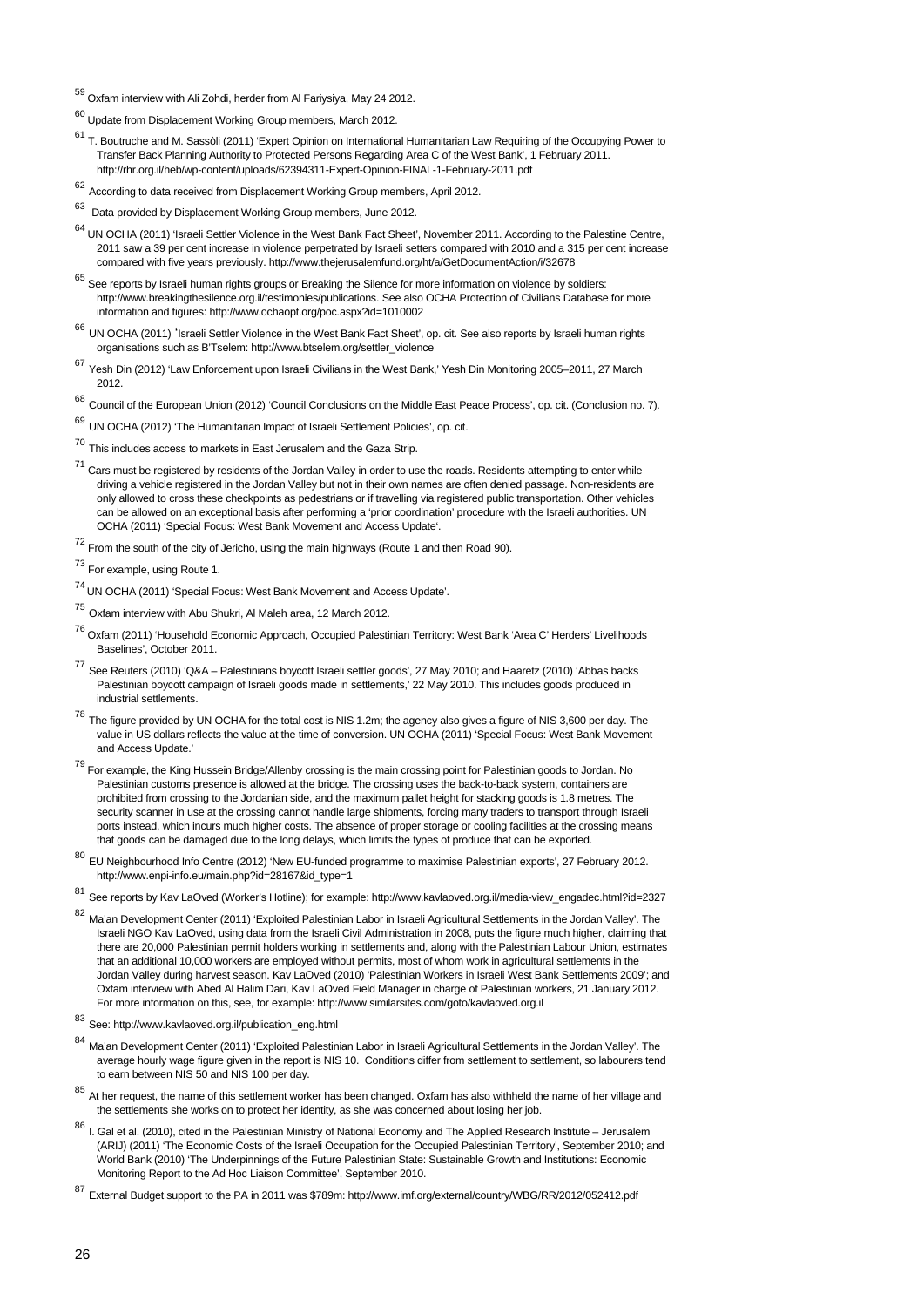[59] Oxfam interview with Ali Zohdi, herder from Al Fariysiya, May 24 2012.

[60] Update from Displacement Working Group members, March 2012.

[61] T. Boutruche and M. Sassòli (2011) 'Expert Opinion on International Humanitarian Law Requiring of the Occupying Power to Transfer Back Planning Authority to Protected Persons Regarding Area C of the West Bank', 1 February 2011. http://rhr.org.il/heb/wp-content/uploads/62394311-Expert-Opinion-FINAL-1-February-2011.pdf

[62] According to data received from Displacement Working Group members, April 2012.

[63] Data provided by Displacement Working Group members, June 2012.

[64] UN OCHA (2011) 'Israeli Settler Violence in the West Bank Fact Sheet', November 2011. According to the Palestine Centre, 2011 saw a 39 per cent increase in violence perpetrated by Israeli setters compared with 2010 and a 315 per cent increase compared with five years previously. http://www.thejerusalemfund.org/ht/a/GetDocumentAction/i/32678

[65] See reports by Israeli human rights groups or Breaking the Silence for more information on violence by soldiers: http://www.breakingthesilence.org.il/testimonies/publications. See also OCHA Protection of Civilians Database for more information and figures: http://www.ochaopt.org/poc.aspx?id=1010002

[66] UN OCHA (2011) 'Israeli Settler Violence in the West Bank Fact Sheet', op. cit. See also reports by Israeli human rights organisations such as B'Tselem: http://www.btselem.org/settler_violence

[67] Yesh Din (2012) 'Law Enforcement upon Israeli Civilians in the West Bank,' Yesh Din Monitoring 2005–2011, 27 March 2012.

[68] Council of the European Union (2012) 'Council Conclusions on the Middle East Peace Process', op. cit. (Conclusion no. 7).

[69] UN OCHA (2012) 'The Humanitarian Impact of Israeli Settlement Policies', op. cit.

[70] This includes access to markets in East Jerusalem and the Gaza Strip.

[71] Cars must be registered by residents of the Jordan Valley in order to use the roads. Residents attempting to enter while driving a vehicle registered in the Jordan Valley but not in their own names are often denied passage. Non-residents are only allowed to cross these checkpoints as pedestrians or if travelling via registered public transportation. Other vehicles can be allowed on an exceptional basis after performing a 'prior coordination' procedure with the Israeli authorities. UN OCHA (2011) 'Special Focus: West Bank Movement and Access Update'.

[72] From the south of the city of Jericho, using the main highways (Route 1 and then Road 90).

[73] For example, using Route 1.

[74] UN OCHA (2011) 'Special Focus: West Bank Movement and Access Update'.

[75] Oxfam interview with Abu Shukri, Al Maleh area, 12 March 2012.

[76] Oxfam (2011) 'Household Economic Approach, Occupied Palestinian Territory: West Bank 'Area C' Herders' Livelihoods Baselines', October 2011.

[77] See Reuters (2010) 'Q&A – Palestinians boycott Israeli settler goods', 27 May 2010; and Haaretz (2010) 'Abbas backs Palestinian boycott campaign of Israeli goods made in settlements,' 22 May 2010. This includes goods produced in industrial settlements.

[78] The figure provided by UN OCHA for the total cost is NIS 1.2m; the agency also gives a figure of NIS 3,600 per day. The value in US dollars reflects the value at the time of conversion. UN OCHA (2011) 'Special Focus: West Bank Movement and Access Update.'

[79] For example, the King Hussein Bridge/Allenby crossing is the main crossing point for Palestinian goods to Jordan. No Palestinian customs presence is allowed at the bridge. The crossing uses the back-to-back system, containers are prohibited from crossing to the Jordanian side, and the maximum pallet height for stacking goods is 1.8 metres. The security scanner in use at the crossing cannot handle large shipments, forcing many traders to transport through Israeli ports instead, which incurs much higher costs. The absence of proper storage or cooling facilities at the crossing means that goods can be damaged due to the long delays, which limits the types of produce that can be exported.

[80] EU Neighbourhood Info Centre (2012) 'New EU-funded programme to maximise Palestinian exports', 27 February 2012. http://www.enpi-info.eu/main.php?id=28167&id_type=1

[81] See reports by Kav LaOved (Worker's Hotline); for example: http://www.kavlaoved.org.il/media-view_engadec.html?id=2327

[82] Ma'an Development Center (2011) 'Exploited Palestinian Labor in Israeli Agricultural Settlements in the Jordan Valley'. The Israeli NGO Kav LaOved, using data from the Israeli Civil Administration in 2008, puts the figure much higher, claiming that there are 20,000 Palestinian permit holders working in settlements and, along with the Palestinian Labour Union, estimates that an additional 10,000 workers are employed without permits, most of whom work in agricultural settlements in the Jordan Valley during harvest season. Kav LaOved (2010) 'Palestinian Workers in Israeli West Bank Settlements 2009'; and Oxfam interview with Abed Al Halim Dari, Kav LaOved Field Manager in charge of Palestinian workers, 21 January 2012. For more information on this, see, for example: http://www.similarsites.com/goto/kavlaoved.org.il

[83] See: http://www.kavlaoved.org.il/publication_eng.html

[84] Ma'an Development Center (2011) 'Exploited Palestinian Labor in Israeli Agricultural Settlements in the Jordan Valley'. The average hourly wage figure given in the report is NIS 10. Conditions differ from settlement to settlement, so labourers tend to earn between NIS 50 and NIS 100 per day.

[85] At her request, the name of this settlement worker has been changed. Oxfam has also withheld the name of her village and the settlements she works on to protect her identity, as she was concerned about losing her job.

[86] I. Gal et al. (2010), cited in the Palestinian Ministry of National Economy and The Applied Research Institute – Jerusalem (ARIJ) (2011) 'The Economic Costs of the Israeli Occupation for the Occupied Palestinian Territory', September 2010; and World Bank (2010) 'The Underpinnings of the Future Palestinian State: Sustainable Growth and Institutions: Economic Monitoring Report to the Ad Hoc Liaison Committee', September 2010.

[87] External Budget support to the PA in 2011 was $789m: http://www.imf.org/external/country/WBG/RR/2012/052412.pdf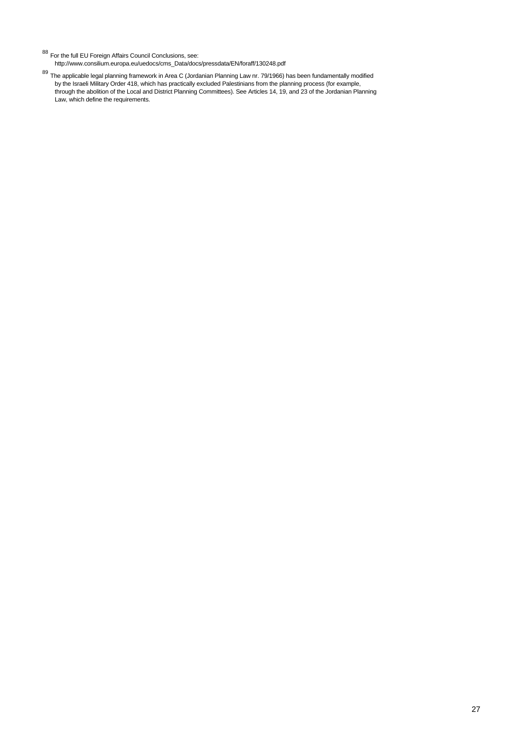[88] For the full EU Foreign Affairs Council Conclusions, see:
http://www.consilium.europa.eu/uedocs/cms_Data/docs/pressdata/EN/foraff/130248.pdf

[89] The applicable legal planning framework in Area C (Jordanian Planning Law nr. 79/1966) has been fundamentally modified by the Israeli Military Order 418, which has practically excluded Palestinians from the planning process (for example, through the abolition of the Local and District Planning Committees). See Articles 14, 19, and 23 of the Jordanian Planning Law, which define the requirements.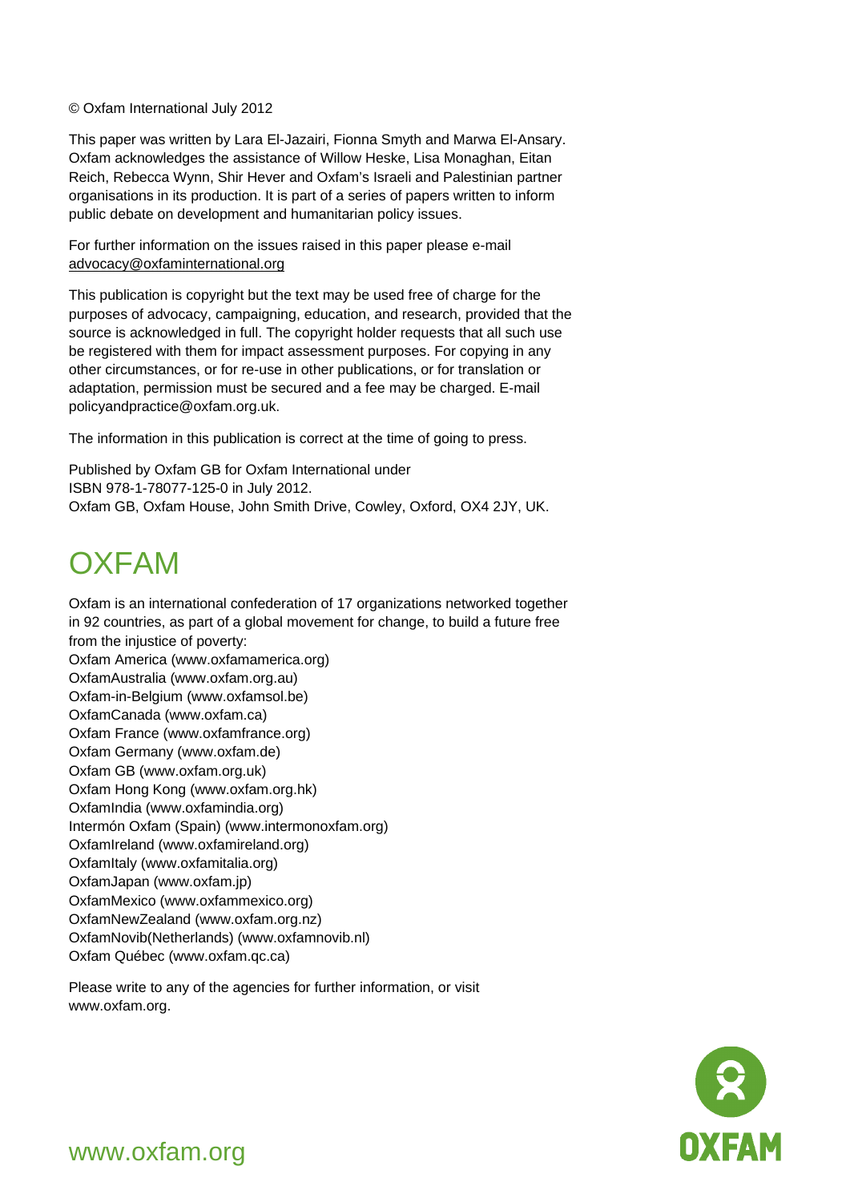© Oxfam International July 2012

This paper was written by Lara El-Jazairi, Fionna Smyth and Marwa El-Ansary. Oxfam acknowledges the assistance of Willow Heske, Lisa Monaghan, Eitan Reich, Rebecca Wynn, Shir Hever and Oxfam's Israeli and Palestinian partner organisations in its production. It is part of a series of papers written to inform public debate on development and humanitarian policy issues.

For further information on the issues raised in this paper please e-mail advocacy@oxfaminternational.org

This publication is copyright but the text may be used free of charge for the purposes of advocacy, campaigning, education, and research, provided that the source is acknowledged in full. The copyright holder requests that all such use be registered with them for impact assessment purposes. For copying in any other circumstances, or for re-use in other publications, or for translation or adaptation, permission must be secured and a fee may be charged. E-mail policyandpractice@oxfam.org.uk.

The information in this publication is correct at the time of going to press.

Published by Oxfam GB for Oxfam International under
ISBN 978-1-78077-125-0 in July 2012.
Oxfam GB, Oxfam House, John Smith Drive, Cowley, Oxford, OX4 2JY, UK.

# OXFAM

Oxfam is an international confederation of 17 organizations networked together in 92 countries, as part of a global movement for change, to build a future free from the injustice of poverty:
Oxfam America (www.oxfamamerica.org)
OxfamAustralia (www.oxfam.org.au)
Oxfam-in-Belgium (www.oxfamsol.be)
OxfamCanada (www.oxfam.ca)
Oxfam France (www.oxfamfrance.org)
Oxfam Germany (www.oxfam.de)
Oxfam GB (www.oxfam.org.uk)
Oxfam Hong Kong (www.oxfam.org.hk)
OxfamIndia (www.oxfamindia.org)
Intermón Oxfam (Spain) (www.intermonoxfam.org)
OxfamIreland (www.oxfamireland.org)
OxfamItaly (www.oxfamitalia.org)
OxfamJapan (www.oxfam.jp)
OxfamMexico (www.oxfammexico.org)
OxfamNewZealand (www.oxfam.org.nz)
OxfamNovib(Netherlands) (www.oxfamnovib.nl)
Oxfam Québec (www.oxfam.qc.ca)

Please write to any of the agencies for further information, or visit www.oxfam.org.

www.oxfam.org

OXFAM